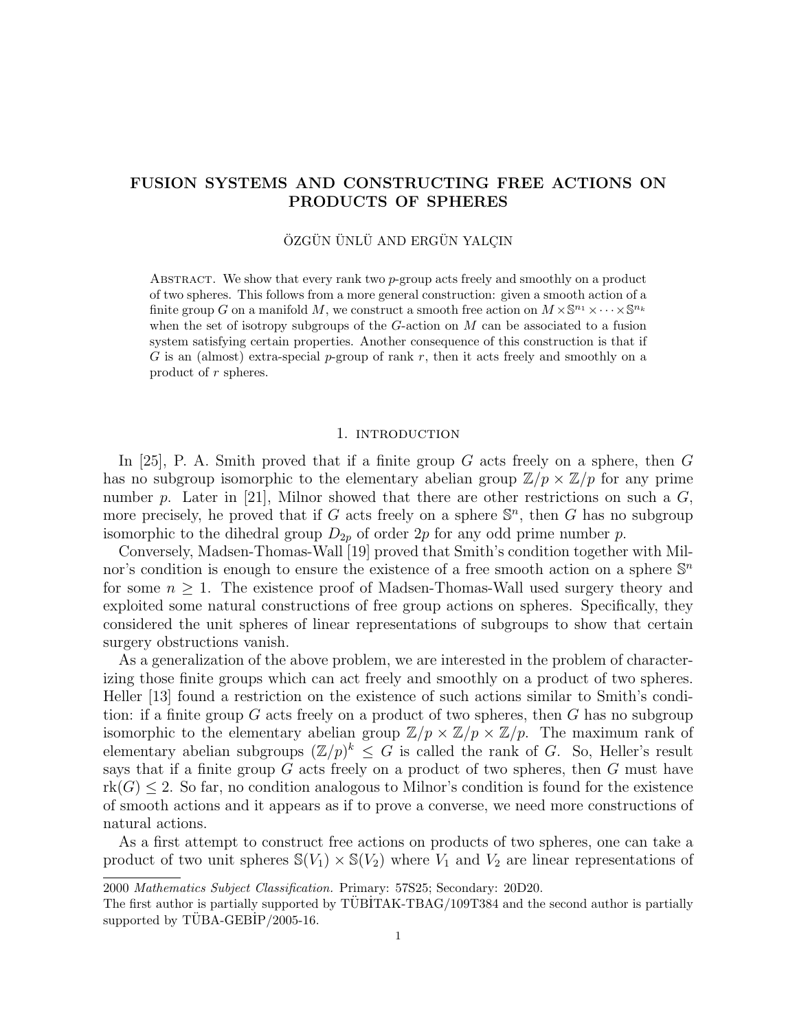# FUSION SYSTEMS AND CONSTRUCTING FREE ACTIONS ON PRODUCTS OF SPHERES

ÖZGÜN ÜNLÜ AND ERGÜN YALÇIN

Abstract. We show that every rank two $p$-group acts freely and smoothly on a product of two spheres. This follows from a more general construction: given a smooth action of a finite group $G$ on a manifold $M$, we construct a smooth free action on $M \times \mathbb{S}^{n_1} \times \cdots \times \mathbb{S}^{n_k}$ when the set of isotropy subgroups of the $G$-action on $M$ can be associated to a fusion system satisfying certain properties. Another consequence of this construction is that if $G$ is an (almost) extra-special $p$-group of rank $r$, then it acts freely and smoothly on a product of $r$ spheres.

## 1. introduction

In [25], P. A. Smith proved that if a finite group $G$ acts freely on a sphere, then $G$ has no subgroup isomorphic to the elementary abelian group $\mathbb{Z}/p \times \mathbb{Z}/p$ for any prime number $p$. Later in [21], Milnor showed that there are other restrictions on such a $G$, more precisely, he proved that if $G$ acts freely on a sphere $\mathbb{S}^n$, then $G$ has no subgroup isomorphic to the dihedral group $D_{2p}$ of order $2p$ for any odd prime number $p$.

Conversely, Madsen-Thomas-Wall [19] proved that Smith's condition together with Milnor's condition is enough to ensure the existence of a free smooth action on a sphere $\mathbb{S}^n$ for some $n \geq 1$. The existence proof of Madsen-Thomas-Wall used surgery theory and exploited some natural constructions of free group actions on spheres. Specifically, they considered the unit spheres of linear representations of subgroups to show that certain surgery obstructions vanish.

As a generalization of the above problem, we are interested in the problem of characterizing those finite groups which can act freely and smoothly on a product of two spheres. Heller [13] found a restriction on the existence of such actions similar to Smith's condition: if a finite group $G$ acts freely on a product of two spheres, then $G$ has no subgroup isomorphic to the elementary abelian group $\mathbb{Z}/p \times \mathbb{Z}/p \times \mathbb{Z}/p$. The maximum rank of elementary abelian subgroups $(\mathbb{Z}/p)^k \leq G$ is called the rank of $G$. So, Heller's result says that if a finite group $G$ acts freely on a product of two spheres, then $G$ must have $\mathrm{rk}(G) \leq 2$. So far, no condition analogous to Milnor's condition is found for the existence of smooth actions and it appears as if to prove a converse, we need more constructions of natural actions.

As a first attempt to construct free actions on products of two spheres, one can take a product of two unit spheres $\mathbb{S}(V_1) \times \mathbb{S}(V_2)$ where $V_1$ and $V_2$ are linear representations of

2000 *Mathematics Subject Classification.* Primary: 57S25; Secondary: 20D20.

The first author is partially supported by TÜBİTAK-TBAG/109T384 and the second author is partially supported by TÜBA-GEBİP/2005-16.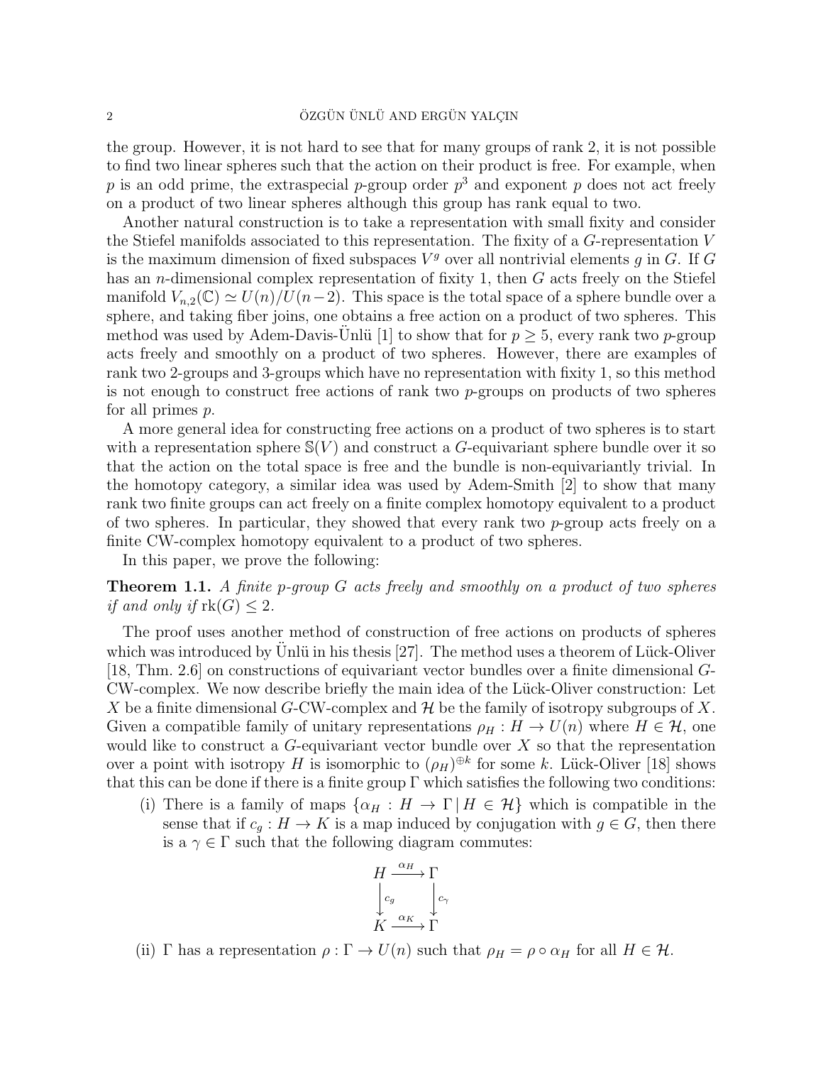the group. However, it is not hard to see that for many groups of rank 2, it is not possible to find two linear spheres such that the action on their product is free. For example, when $p$ is an odd prime, the extraspecial $p$-group order $p^3$ and exponent $p$ does not act freely on a product of two linear spheres although this group has rank equal to two.

Another natural construction is to take a representation with small fixity and consider the Stiefel manifolds associated to this representation. The fixity of a $G$-representation $V$ is the maximum dimension of fixed subspaces $V^g$ over all nontrivial elements $g$ in $G$. If $G$ has an $n$-dimensional complex representation of fixity 1, then $G$ acts freely on the Stiefel manifold $V_{n,2}(\mathbb{C}) \simeq U(n)/U(n-2)$. This space is the total space of a sphere bundle over a sphere, and taking fiber joins, one obtains a free action on a product of two spheres. This method was used by Adem-Davis-Ünlü [1] to show that for $p \geq 5$, every rank two $p$-group acts freely and smoothly on a product of two spheres. However, there are examples of rank two 2-groups and 3-groups which have no representation with fixity 1, so this method is not enough to construct free actions of rank two $p$-groups on products of two spheres for all primes $p$.

A more general idea for constructing free actions on a product of two spheres is to start with a representation sphere $\mathbb{S}(V)$ and construct a $G$-equivariant sphere bundle over it so that the action on the total space is free and the bundle is non-equivariantly trivial. In the homotopy category, a similar idea was used by Adem-Smith [2] to show that many rank two finite groups can act freely on a finite complex homotopy equivalent to a product of two spheres. In particular, they showed that every rank two $p$-group acts freely on a finite CW-complex homotopy equivalent to a product of two spheres.

In this paper, we prove the following:

**Theorem 1.1.** *A finite $p$-group $G$ acts freely and smoothly on a product of two spheres if and only if* $\mathrm{rk}(G) \leq 2$.

The proof uses another method of construction of free actions on products of spheres which was introduced by Ünlü in his thesis [27]. The method uses a theorem of Lück-Oliver [18, Thm. 2.6] on constructions of equivariant vector bundles over a finite dimensional $G$-CW-complex. We now describe briefly the main idea of the Lück-Oliver construction: Let $X$ be a finite dimensional $G$-CW-complex and $\mathcal{H}$ be the family of isotropy subgroups of $X$. Given a compatible family of unitary representations $\rho_H : H \to U(n)$ where $H \in \mathcal{H}$, one would like to construct a $G$-equivariant vector bundle over $X$ so that the representation over a point with isotropy $H$ is isomorphic to $(\rho_H)^{\oplus k}$ for some $k$. Lück-Oliver [18] shows that this can be done if there is a finite group $\Gamma$ which satisfies the following two conditions:

(i) There is a family of maps $\{\alpha_H : H \to \Gamma \,|\, H \in \mathcal{H}\}$ which is compatible in the sense that if $c_g : H \to K$ is a map induced by conjugation with $g \in G$, then there is a $\gamma \in \Gamma$ such that the following diagram commutes:

$$\begin{array}{ccc} H & \xrightarrow{\alpha_H} & \Gamma \\ \downarrow{\scriptstyle c_g} & & \downarrow{\scriptstyle c_\gamma} \\ K & \xrightarrow{\alpha_K} & \Gamma \end{array}$$

(ii) $\Gamma$ has a representation $\rho : \Gamma \to U(n)$ such that $\rho_H = \rho \circ \alpha_H$ for all $H \in \mathcal{H}$.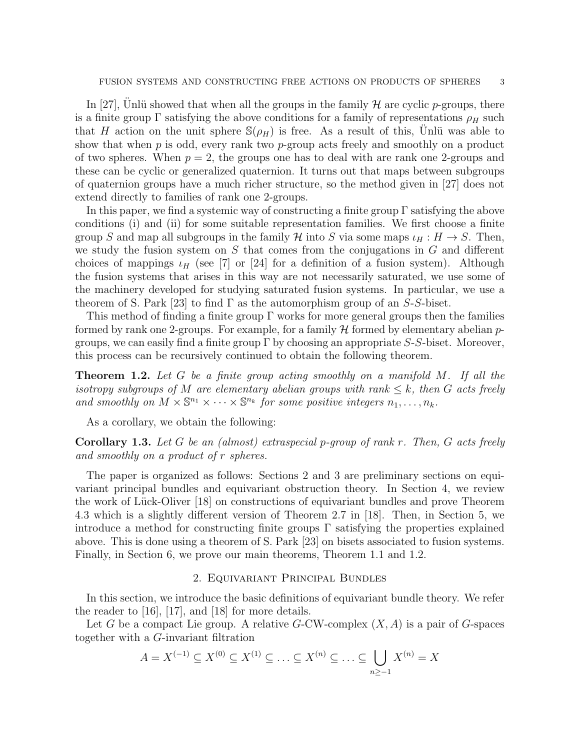In [27], Ünlü showed that when all the groups in the family $\mathcal{H}$ are cyclic $p$-groups, there is a finite group $\Gamma$ satisfying the above conditions for a family of representations $\rho_H$ such that $H$ action on the unit sphere $\mathbb{S}(\rho_H)$ is free. As a result of this, Ünlü was able to show that when $p$ is odd, every rank two $p$-group acts freely and smoothly on a product of two spheres. When $p = 2$, the groups one has to deal with are rank one 2-groups and these can be cyclic or generalized quaternion. It turns out that maps between subgroups of quaternion groups have a much richer structure, so the method given in [27] does not extend directly to families of rank one 2-groups.

In this paper, we find a systemic way of constructing a finite group $\Gamma$ satisfying the above conditions (i) and (ii) for some suitable representation families. We first choose a finite group $S$ and map all subgroups in the family $\mathcal{H}$ into $S$ via some maps $\iota_H : H \to S$. Then, we study the fusion system on $S$ that comes from the conjugations in $G$ and different choices of mappings $\iota_H$ (see [7] or [24] for a definition of a fusion system). Although the fusion systems that arises in this way are not necessarily saturated, we use some of the machinery developed for studying saturated fusion systems. In particular, we use a theorem of S. Park [23] to find $\Gamma$ as the automorphism group of an $S$-$S$-biset.

This method of finding a finite group $\Gamma$ works for more general groups then the families formed by rank one 2-groups. For example, for a family $\mathcal{H}$ formed by elementary abelian $p$-groups, we can easily find a finite group $\Gamma$ by choosing an appropriate $S$-$S$-biset. Moreover, this process can be recursively continued to obtain the following theorem.

**Theorem 1.2.** *Let $G$ be a finite group acting smoothly on a manifold $M$. If all the isotropy subgroups of $M$ are elementary abelian groups with rank $\leq k$, then $G$ acts freely and smoothly on $M \times \mathbb{S}^{n_1} \times \cdots \times \mathbb{S}^{n_k}$ for some positive integers $n_1, \dots, n_k$.*

As a corollary, we obtain the following:

**Corollary 1.3.** *Let $G$ be an (almost) extraspecial $p$-group of rank $r$. Then, $G$ acts freely and smoothly on a product of $r$ spheres.*

The paper is organized as follows: Sections 2 and 3 are preliminary sections on equivariant principal bundles and equivariant obstruction theory. In Section 4, we review the work of Lück-Oliver [18] on constructions of equivariant bundles and prove Theorem 4.3 which is a slightly different version of Theorem 2.7 in [18]. Then, in Section 5, we introduce a method for constructing finite groups $\Gamma$ satisfying the properties explained above. This is done using a theorem of S. Park [23] on bisets associated to fusion systems. Finally, in Section 6, we prove our main theorems, Theorem 1.1 and 1.2.

## 2. Equivariant Principal Bundles

In this section, we introduce the basic definitions of equivariant bundle theory. We refer the reader to [16], [17], and [18] for more details.

Let $G$ be a compact Lie group. A relative $G$-CW-complex $(X, A)$ is a pair of $G$-spaces together with a $G$-invariant filtration

$$A = X^{(-1)} \subseteq X^{(0)} \subseteq X^{(1)} \subseteq \ldots \subseteq X^{(n)} \subseteq \ldots \subseteq \bigcup_{n \geq -1} X^{(n)} = X$$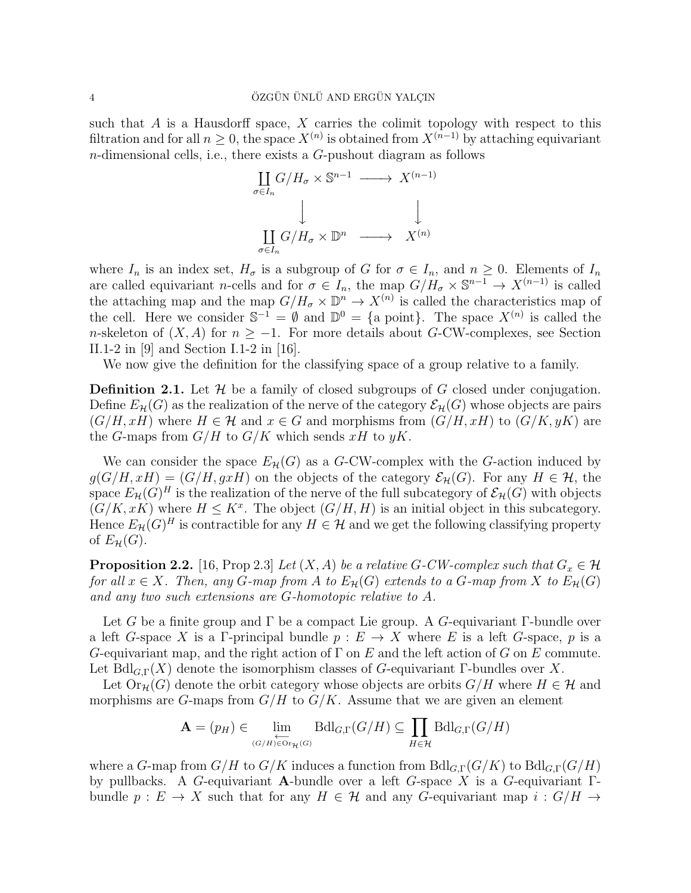such that $A$ is a Hausdorff space, $X$ carries the colimit topology with respect to this filtration and for all $n \geq 0$, the space $X^{(n)}$ is obtained from $X^{(n-1)}$ by attaching equivariant $n$-dimensional cells, i.e., there exists a $G$-pushout diagram as follows

$$\begin{array}{ccc} \coprod_{\sigma \in I_n} G/H_\sigma \times \mathbb{S}^{n-1} & \longrightarrow & X^{(n-1)} \\ \downarrow & & \downarrow \\ \coprod_{\sigma \in I_n} G/H_\sigma \times \mathbb{D}^{n} & \longrightarrow & X^{(n)} \end{array}$$

where $I_n$ is an index set, $H_\sigma$ is a subgroup of $G$ for $\sigma \in I_n$, and $n \geq 0$. Elements of $I_n$ are called equivariant $n$-cells and for $\sigma \in I_n$, the map $G/H_\sigma \times \mathbb{S}^{n-1} \to X^{(n-1)}$ is called the attaching map and the map $G/H_\sigma \times \mathbb{D}^n \to X^{(n)}$ is called the characteristics map of the cell. Here we consider $\mathbb{S}^{-1} = \emptyset$ and $\mathbb{D}^0 = \{\text{a point}\}$. The space $X^{(n)}$ is called the $n$-skeleton of $(X, A)$ for $n \geq -1$. For more details about $G$-CW-complexes, see Section II.1-2 in [9] and Section I.1-2 in [16].

We now give the definition for the classifying space of a group relative to a family.

**Definition 2.1.** Let $\mathcal{H}$ be a family of closed subgroups of $G$ closed under conjugation. Define $E_{\mathcal{H}}(G)$ as the realization of the nerve of the category $\mathcal{E}_{\mathcal{H}}(G)$ whose objects are pairs $(G/H, xH)$ where $H \in \mathcal{H}$ and $x \in G$ and morphisms from $(G/H, xH)$ to $(G/K, yK)$ are the $G$-maps from $G/H$ to $G/K$ which sends $xH$ to $yK$.

We can consider the space $E_{\mathcal{H}}(G)$ as a $G$-CW-complex with the $G$-action induced by $g(G/H, xH) = (G/H, gxH)$ on the objects of the category $\mathcal{E}_{\mathcal{H}}(G)$. For any $H \in \mathcal{H}$, the space $E_{\mathcal{H}}(G)^H$ is the realization of the nerve of the full subcategory of $\mathcal{E}_{\mathcal{H}}(G)$ with objects $(G/K, xK)$ where $H \leq K^x$. The object $(G/H, H)$ is an initial object in this subcategory. Hence $E_{\mathcal{H}}(G)^H$ is contractible for any $H \in \mathcal{H}$ and we get the following classifying property of $E_{\mathcal{H}}(G)$.

**Proposition 2.2.** [16, Prop 2.3] *Let $(X, A)$ be a relative $G$-CW-complex such that $G_x \in \mathcal{H}$ for all $x \in X$. Then, any $G$-map from $A$ to $E_{\mathcal{H}}(G)$ extends to a $G$-map from $X$ to $E_{\mathcal{H}}(G)$ and any two such extensions are $G$-homotopic relative to $A$.*

Let $G$ be a finite group and $\Gamma$ be a compact Lie group. A $G$-equivariant $\Gamma$-bundle over a left $G$-space $X$ is a $\Gamma$-principal bundle $p : E \to X$ where $E$ is a left $G$-space, $p$ is a $G$-equivariant map, and the right action of $\Gamma$ on $E$ and the left action of $G$ on $E$ commute. Let $\mathrm{Bdl}_{G,\Gamma}(X)$ denote the isomorphism classes of $G$-equivariant $\Gamma$-bundles over $X$.

Let $\mathrm{Or}_{\mathcal{H}}(G)$ denote the orbit category whose objects are orbits $G/H$ where $H \in \mathcal{H}$ and morphisms are $G$-maps from $G/H$ to $G/K$. Assume that we are given an element

$$\mathbf{A} = (p_H) \in \lim_{\substack{\longleftarrow \\ (G/H) \in \mathrm{Or}_{\mathcal{H}}(G)}} \mathrm{Bdl}_{G,\Gamma}(G/H) \subseteq \prod_{H \in \mathcal{H}} \mathrm{Bdl}_{G,\Gamma}(G/H)$$

where a $G$-map from $G/H$ to $G/K$ induces a function from $\mathrm{Bdl}_{G,\Gamma}(G/K)$ to $\mathrm{Bdl}_{G,\Gamma}(G/H)$ by pullbacks. A $G$-equivariant $\mathbf{A}$-bundle over a left $G$-space $X$ is a $G$-equivariant $\Gamma$-bundle $p : E \to X$ such that for any $H \in \mathcal{H}$ and any $G$-equivariant map $i : G/H \to$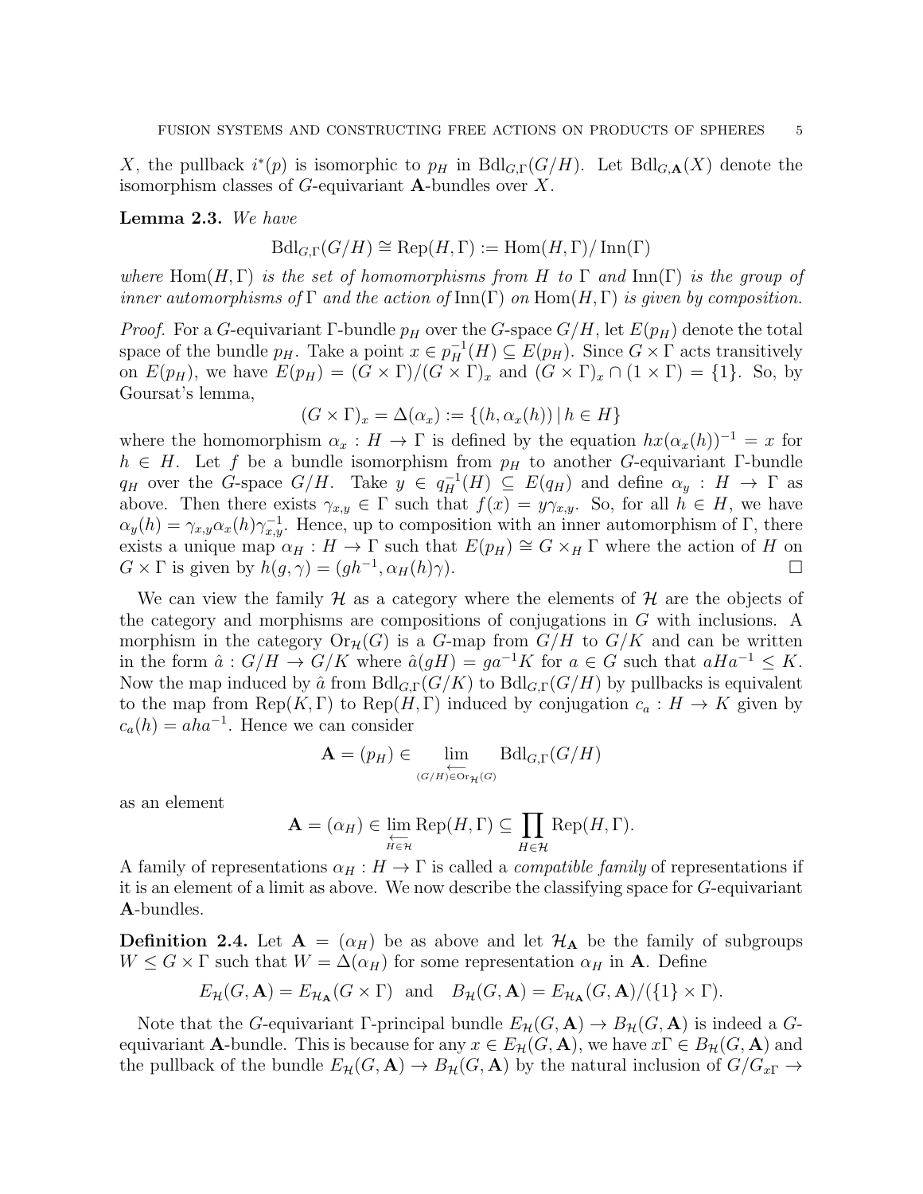$X$, the pullback $i^*(p)$ is isomorphic to $p_H$ in $\mathrm{Bdl}_{G,\Gamma}(G/H)$. Let $\mathrm{Bdl}_{G,\mathbf{A}}(X)$ denote the isomorphism classes of $G$-equivariant $\mathbf{A}$-bundles over $X$.

**Lemma 2.3.** *We have*

$$\mathrm{Bdl}_{G,\Gamma}(G/H) \cong \mathrm{Rep}(H,\Gamma) := \mathrm{Hom}(H,\Gamma)/\,\mathrm{Inn}(\Gamma)$$

*where* $\mathrm{Hom}(H,\Gamma)$ *is the set of homomorphisms from* $H$ *to* $\Gamma$ *and* $\mathrm{Inn}(\Gamma)$ *is the group of inner automorphisms of* $\Gamma$ *and the action of* $\mathrm{Inn}(\Gamma)$ *on* $\mathrm{Hom}(H,\Gamma)$ *is given by composition.*

*Proof.* For a $G$-equivariant $\Gamma$-bundle $p_H$ over the $G$-space $G/H$, let $E(p_H)$ denote the total space of the bundle $p_H$. Take a point $x \in p_H^{-1}(H) \subseteq E(p_H)$. Since $G\times\Gamma$ acts transitively on $E(p_H)$, we have $E(p_H) = (G\times\Gamma)/(G\times\Gamma)_x$ and $(G\times\Gamma)_x \cap (1\times\Gamma) = \{1\}$. So, by Goursat's lemma,

$$(G\times\Gamma)_x = \Delta(\alpha_x) := \{(h,\alpha_x(h))\,|\, h\in H\}$$

where the homomorphism $\alpha_x : H\to\Gamma$ is defined by the equation $hx(\alpha_x(h))^{-1} = x$ for $h\in H$. Let $f$ be a bundle isomorphism from $p_H$ to another $G$-equivariant $\Gamma$-bundle $q_H$ over the $G$-space $G/H$. Take $y \in q_H^{-1}(H) \subseteq E(q_H)$ and define $\alpha_y : H\to\Gamma$ as above. Then there exists $\gamma_{x,y}\in\Gamma$ such that $f(x) = y\gamma_{x,y}$. So, for all $h\in H$, we have $\alpha_y(h) = \gamma_{x,y}\alpha_x(h)\gamma_{x,y}^{-1}$. Hence, up to composition with an inner automorphism of $\Gamma$, there exists a unique map $\alpha_H : H\to\Gamma$ such that $E(p_H)\cong G\times_H\Gamma$ where the action of $H$ on $G\times\Gamma$ is given by $h(g,\gamma) = (gh^{-1},\alpha_H(h)\gamma)$. □

We can view the family $\mathcal{H}$ as a category where the elements of $\mathcal{H}$ are the objects of the category and morphisms are compositions of conjugations in $G$ with inclusions. A morphism in the category $\mathrm{Or}_{\mathcal{H}}(G)$ is a $G$-map from $G/H$ to $G/K$ and can be written in the form $\hat{a} : G/H\to G/K$ where $\hat{a}(gH) = ga^{-1}K$ for $a\in G$ such that $aHa^{-1}\le K$. Now the map induced by $\hat{a}$ from $\mathrm{Bdl}_{G,\Gamma}(G/K)$ to $\mathrm{Bdl}_{G,\Gamma}(G/H)$ by pullbacks is equivalent to the map from $\mathrm{Rep}(K,\Gamma)$ to $\mathrm{Rep}(H,\Gamma)$ induced by conjugation $c_a : H\to K$ given by $c_a(h) = aha^{-1}$. Hence we can consider

$$\mathbf{A} = (p_H) \in \lim_{\substack{\longleftarrow \\ (G/H)\in \mathrm{Or}_{\mathcal{H}}(G)}} \mathrm{Bdl}_{G,\Gamma}(G/H)$$

as an element

$$\mathbf{A} = (\alpha_H) \in \lim_{\substack{\longleftarrow \\ H\in\mathcal{H}}} \mathrm{Rep}(H,\Gamma) \subseteq \prod_{H\in\mathcal{H}} \mathrm{Rep}(H,\Gamma).$$

A family of representations $\alpha_H : H\to\Gamma$ is called a *compatible family* of representations if it is an element of a limit as above. We now describe the classifying space for $G$-equivariant $\mathbf{A}$-bundles.

**Definition 2.4.** Let $\mathbf{A} = (\alpha_H)$ be as above and let $\mathcal{H}_{\mathbf{A}}$ be the family of subgroups $W\le G\times\Gamma$ such that $W = \Delta(\alpha_H)$ for some representation $\alpha_H$ in $\mathbf{A}$. Define

$$E_{\mathcal{H}}(G,\mathbf{A}) = E_{\mathcal{H}_{\mathbf{A}}}(G\times\Gamma) \quad\text{and}\quad B_{\mathcal{H}}(G,\mathbf{A}) = E_{\mathcal{H}_{\mathbf{A}}}(G,\mathbf{A})/(\{1\}\times\Gamma).$$

Note that the $G$-equivariant $\Gamma$-principal bundle $E_{\mathcal{H}}(G,\mathbf{A})\to B_{\mathcal{H}}(G,\mathbf{A})$ is indeed a $G$-equivariant $\mathbf{A}$-bundle. This is because for any $x\in E_{\mathcal{H}}(G,\mathbf{A})$, we have $x\Gamma\in B_{\mathcal{H}}(G,\mathbf{A})$ and the pullback of the bundle $E_{\mathcal{H}}(G,\mathbf{A})\to B_{\mathcal{H}}(G,\mathbf{A})$ by the natural inclusion of $G/G_{x\Gamma}\to$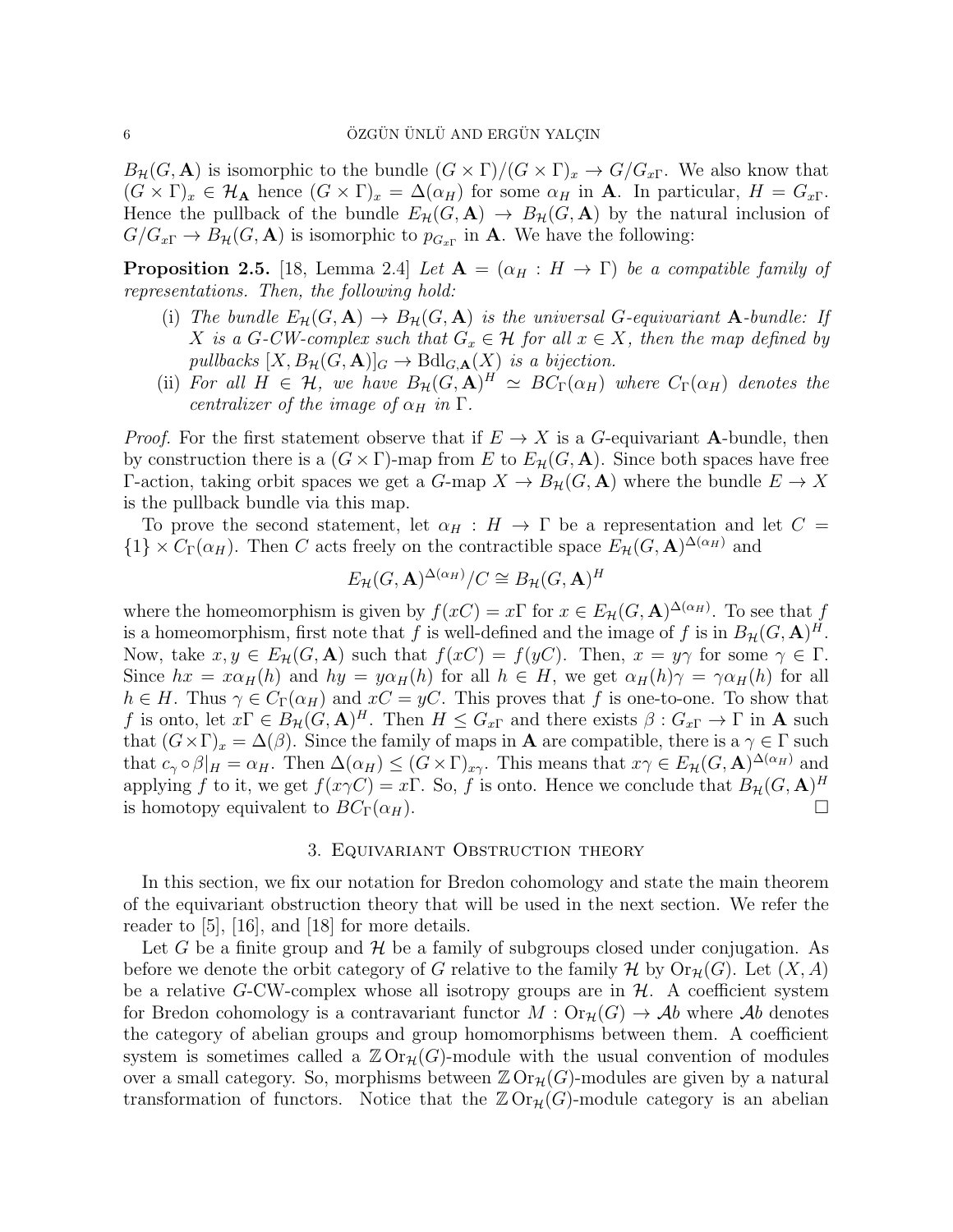$B_{\mathcal{H}}(G, \mathbf{A})$ is isomorphic to the bundle $(G \times \Gamma)/(G \times \Gamma)_x \to G/G_{x\Gamma}$. We also know that $(G \times \Gamma)_x \in \mathcal{H}_{\mathbf{A}}$ hence $(G \times \Gamma)_x = \Delta(\alpha_H)$ for some $\alpha_H$ in $\mathbf{A}$. In particular, $H = G_{x\Gamma}$. Hence the pullback of the bundle $E_{\mathcal{H}}(G, \mathbf{A}) \to B_{\mathcal{H}}(G, \mathbf{A})$ by the natural inclusion of $G/G_{x\Gamma} \to B_{\mathcal{H}}(G, \mathbf{A})$ is isomorphic to $p_{G_{x\Gamma}}$ in $\mathbf{A}$. We have the following:

**Proposition 2.5.** [18, Lemma 2.4] *Let $\mathbf{A} = (\alpha_H : H \to \Gamma)$ be a compatible family of representations. Then, the following hold:*

- (i) *The bundle $E_{\mathcal{H}}(G, \mathbf{A}) \to B_{\mathcal{H}}(G, \mathbf{A})$ is the universal $G$-equivariant $\mathbf{A}$-bundle: If $X$ is a $G$-CW-complex such that $G_x \in \mathcal{H}$ for all $x \in X$, then the map defined by pullbacks $[X, B_{\mathcal{H}}(G, \mathbf{A})]_G \to \mathrm{Bdl}_{G,\mathbf{A}}(X)$ is a bijection.*
- (ii) *For all $H \in \mathcal{H}$, we have $B_{\mathcal{H}}(G, \mathbf{A})^H \simeq BC_\Gamma(\alpha_H)$ where $C_\Gamma(\alpha_H)$ denotes the centralizer of the image of $\alpha_H$ in $\Gamma$.*

*Proof.* For the first statement observe that if $E \to X$ is a $G$-equivariant $\mathbf{A}$-bundle, then by construction there is a $(G \times \Gamma)$-map from $E$ to $E_{\mathcal{H}}(G, \mathbf{A})$. Since both spaces have free $\Gamma$-action, taking orbit spaces we get a $G$-map $X \to B_{\mathcal{H}}(G, \mathbf{A})$ where the bundle $E \to X$ is the pullback bundle via this map.

To prove the second statement, let $\alpha_H : H \to \Gamma$ be a representation and let $C = \{1\} \times C_\Gamma(\alpha_H)$. Then $C$ acts freely on the contractible space $E_{\mathcal{H}}(G, \mathbf{A})^{\Delta(\alpha_H)}$ and

$$E_{\mathcal{H}}(G, \mathbf{A})^{\Delta(\alpha_H)}/C \cong B_{\mathcal{H}}(G, \mathbf{A})^H$$

where the homeomorphism is given by $f(xC) = x\Gamma$ for $x \in E_{\mathcal{H}}(G, \mathbf{A})^{\Delta(\alpha_H)}$. To see that $f$ is a homeomorphism, first note that $f$ is well-defined and the image of $f$ is in $B_{\mathcal{H}}(G, \mathbf{A})^H$. Now, take $x, y \in E_{\mathcal{H}}(G, \mathbf{A})$ such that $f(xC) = f(yC)$. Then, $x = y\gamma$ for some $\gamma \in \Gamma$. Since $hx = x\alpha_H(h)$ and $hy = y\alpha_H(h)$ for all $h \in H$, we get $\alpha_H(h)\gamma = \gamma\alpha_H(h)$ for all $h \in H$. Thus $\gamma \in C_\Gamma(\alpha_H)$ and $xC = yC$. This proves that $f$ is one-to-one. To show that $f$ is onto, let $x\Gamma \in B_{\mathcal{H}}(G, \mathbf{A})^H$. Then $H \leq G_{x\Gamma}$ and there exists $\beta : G_{x\Gamma} \to \Gamma$ in $\mathbf{A}$ such that $(G \times \Gamma)_x = \Delta(\beta)$. Since the family of maps in $\mathbf{A}$ are compatible, there is a $\gamma \in \Gamma$ such that $c_\gamma \circ \beta|_H = \alpha_H$. Then $\Delta(\alpha_H) \leq (G \times \Gamma)_{x\gamma}$. This means that $x\gamma \in E_{\mathcal{H}}(G, \mathbf{A})^{\Delta(\alpha_H)}$ and applying $f$ to it, we get $f(x\gamma C) = x\Gamma$. So, $f$ is onto. Hence we conclude that $B_{\mathcal{H}}(G, \mathbf{A})^H$ is homotopy equivalent to $BC_\Gamma(\alpha_H)$. $\square$

## 3. Equivariant Obstruction theory

In this section, we fix our notation for Bredon cohomology and state the main theorem of the equivariant obstruction theory that will be used in the next section. We refer the reader to [5], [16], and [18] for more details.

Let $G$ be a finite group and $\mathcal{H}$ be a family of subgroups closed under conjugation. As before we denote the orbit category of $G$ relative to the family $\mathcal{H}$ by $\mathrm{Or}_{\mathcal{H}}(G)$. Let $(X, A)$ be a relative $G$-CW-complex whose all isotropy groups are in $\mathcal{H}$. A coefficient system for Bredon cohomology is a contravariant functor $M : \mathrm{Or}_{\mathcal{H}}(G) \to \mathcal{A}b$ where $\mathcal{A}b$ denotes the category of abelian groups and group homomorphisms between them. A coefficient system is sometimes called a $\mathbb{Z}\mathrm{Or}_{\mathcal{H}}(G)$-module with the usual convention of modules over a small category. So, morphisms between $\mathbb{Z}\mathrm{Or}_{\mathcal{H}}(G)$-modules are given by a natural transformation of functors. Notice that the $\mathbb{Z}\mathrm{Or}_{\mathcal{H}}(G)$-module category is an abelian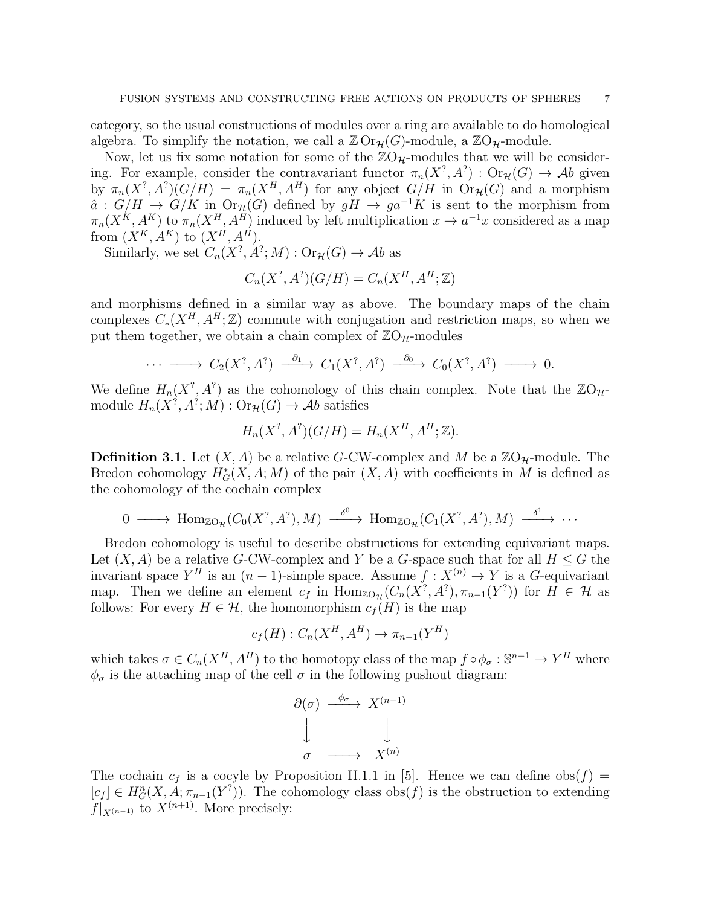category, so the usual constructions of modules over a ring are available to do homological algebra. To simplify the notation, we call a $\mathbb{Z}\operatorname{Or}_{\mathcal{H}}(G)$-module, a $\mathbb{Z}\mathrm{O}_{\mathcal{H}}$-module.

Now, let us fix some notation for some of the $\mathbb{Z}\mathrm{O}_{\mathcal{H}}$-modules that we will be considering. For example, consider the contravariant functor $\pi_n(X^?, A^?) : \operatorname{Or}_{\mathcal{H}}(G) \to \mathcal{A}b$ given by $\pi_n(X^?, A^?)(G/H) = \pi_n(X^H, A^H)$ for any object $G/H$ in $\operatorname{Or}_{\mathcal{H}}(G)$ and a morphism $\hat{a} : G/H \to G/K$ in $\operatorname{Or}_{\mathcal{H}}(G)$ defined by $gH \to ga^{-1}K$ is sent to the morphism from $\pi_n(X^K, A^K)$ to $\pi_n(X^H, A^H)$ induced by left multiplication $x \to a^{-1}x$ considered as a map from $(X^K, A^K)$ to $(X^H, A^H)$.

Similarly, we set $C_n(X^?, A^?; M) : \operatorname{Or}_{\mathcal{H}}(G) \to \mathcal{A}b$ as

$$C_n(X^?, A^?)(G/H) = C_n(X^H, A^H; \mathbb{Z})$$

and morphisms defined in a similar way as above. The boundary maps of the chain complexes $C_*(X^H, A^H; \mathbb{Z})$ commute with conjugation and restriction maps, so when we put them together, we obtain a chain complex of $\mathbb{Z}\mathrm{O}_{\mathcal{H}}$-modules

$$\cdots \longrightarrow C_2(X^?, A^?) \xrightarrow{\partial_1} C_1(X^?, A^?) \xrightarrow{\partial_0} C_0(X^?, A^?) \longrightarrow 0.$$

We define $H_n(X^?, A^?)$ as the cohomology of this chain complex. Note that the $\mathbb{Z}\mathrm{O}_{\mathcal{H}}$-module $H_n(X^?, A^?; M) : \operatorname{Or}_{\mathcal{H}}(G) \to \mathcal{A}b$ satisfies

$$H_n(X^?, A^?)(G/H) = H_n(X^H, A^H; \mathbb{Z}).$$

**Definition 3.1.** Let $(X, A)$ be a relative $G$-CW-complex and $M$ be a $\mathbb{Z}\mathrm{O}_{\mathcal{H}}$-module. The Bredon cohomology $H^*_G(X, A; M)$ of the pair $(X, A)$ with coefficients in $M$ is defined as the cohomology of the cochain complex

$$0 \longrightarrow \operatorname{Hom}_{\mathbb{Z}\mathrm{O}_{\mathcal{H}}}(C_0(X^?, A^?), M) \xrightarrow{\delta^0} \operatorname{Hom}_{\mathbb{Z}\mathrm{O}_{\mathcal{H}}}(C_1(X^?, A^?), M) \xrightarrow{\delta^1} \cdots$$

Bredon cohomology is useful to describe obstructions for extending equivariant maps. Let $(X, A)$ be a relative $G$-CW-complex and $Y$ be a $G$-space such that for all $H \leq G$ the invariant space $Y^H$ is an $(n-1)$-simple space. Assume $f : X^{(n)} \to Y$ is a $G$-equivariant map. Then we define an element $c_f$ in $\operatorname{Hom}_{\mathbb{Z}\mathrm{O}_{\mathcal{H}}}(C_n(X^?, A^?), \pi_{n-1}(Y^?))$ for $H \in \mathcal{H}$ as follows: For every $H \in \mathcal{H}$, the homomorphism $c_f(H)$ is the map

$$c_f(H) : C_n(X^H, A^H) \to \pi_{n-1}(Y^H)$$

which takes $\sigma \in C_n(X^H, A^H)$ to the homotopy class of the map $f \circ \phi_\sigma : \mathbb{S}^{n-1} \to Y^H$ where $\phi_\sigma$ is the attaching map of the cell $\sigma$ in the following pushout diagram:

$$\begin{array}{ccc} \partial(\sigma) & \xrightarrow{\phi_\sigma} & X^{(n-1)} \\ \big\downarrow & & \big\downarrow \\ \sigma & \longrightarrow & X^{(n)} \end{array}$$

The cochain $c_f$ is a cocyle by Proposition II.1.1 in [5]. Hence we can define $\operatorname{obs}(f) = [c_f] \in H^n_G(X, A; \pi_{n-1}(Y^?))$. The cohomology class $\operatorname{obs}(f)$ is the obstruction to extending $f|_{X^{(n-1)}}$ to $X^{(n+1)}$. More precisely: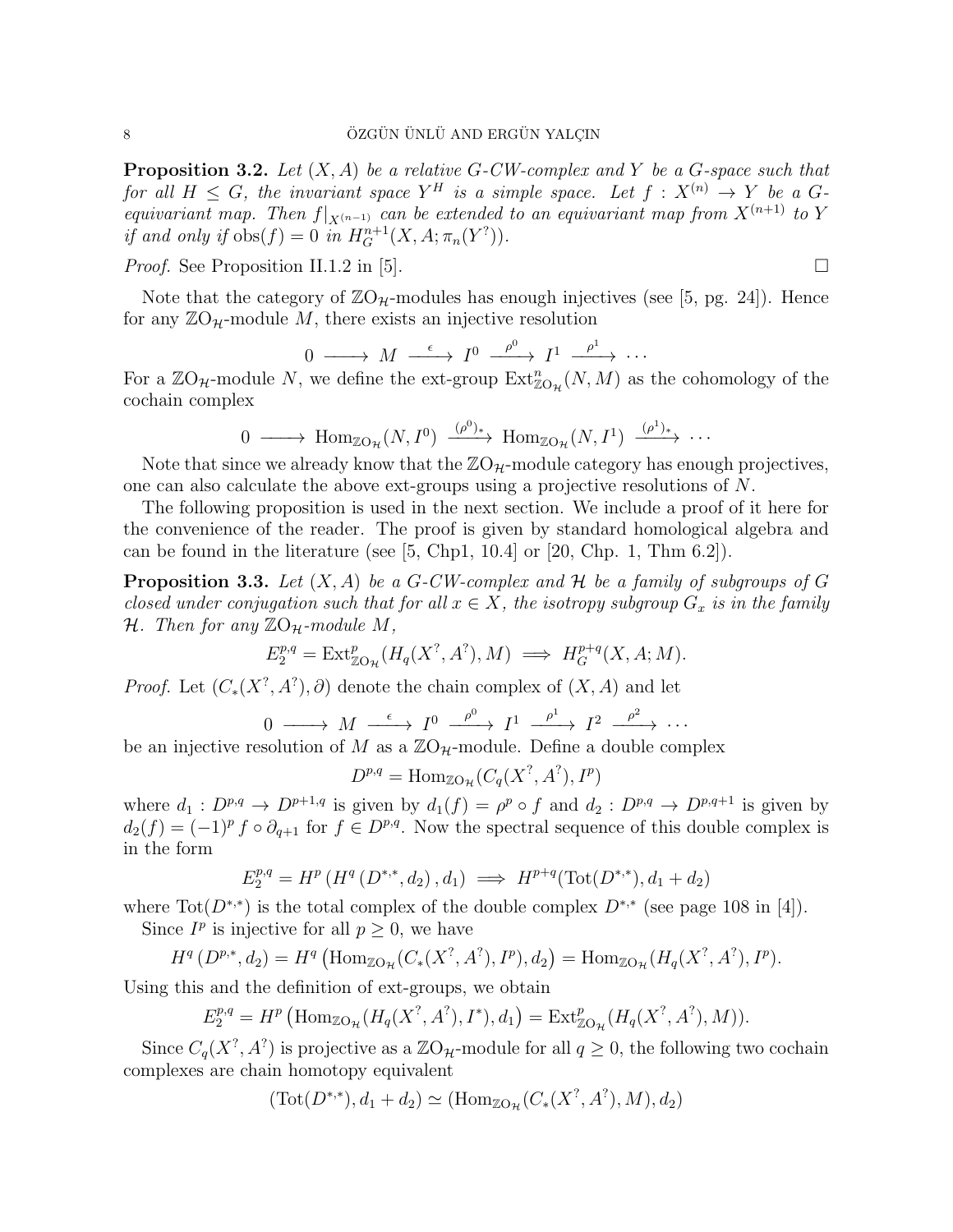**Proposition 3.2.** *Let $(X, A)$ be a relative $G$-CW-complex and $Y$ be a $G$-space such that for all $H \leq G$, the invariant space $Y^H$ is a simple space. Let $f : X^{(n)} \to Y$ be a $G$-equivariant map. Then $f|_{X^{(n-1)}}$ can be extended to an equivariant map from $X^{(n+1)}$ to $Y$ if and only if $\text{obs}(f) = 0$ in $H_G^{n+1}(X, A; \pi_n(Y^?))$.*

*Proof.* See Proposition II.1.2 in [5]. □

Note that the category of $\mathbb{Z}\mathrm{O}_{\mathcal{H}}$-modules has enough injectives (see [5, pg. 24]). Hence for any $\mathbb{Z}\mathrm{O}_{\mathcal{H}}$-module $M$, there exists an injective resolution

$$0 \longrightarrow M \xrightarrow{\ \epsilon\ } I^0 \xrightarrow{\ \rho^0\ } I^1 \xrightarrow{\ \rho^1\ } \cdots$$

For a $\mathbb{Z}\mathrm{O}_{\mathcal{H}}$-module $N$, we define the ext-group $\mathrm{Ext}^n_{\mathbb{Z}\mathrm{O}_{\mathcal{H}}}(N, M)$ as the cohomology of the cochain complex

$$0 \longrightarrow \mathrm{Hom}_{\mathbb{Z}\mathrm{O}_{\mathcal{H}}}(N, I^0) \xrightarrow{\ (\rho^0)_*\ } \mathrm{Hom}_{\mathbb{Z}\mathrm{O}_{\mathcal{H}}}(N, I^1) \xrightarrow{\ (\rho^1)_*\ } \cdots$$

Note that since we already know that the $\mathbb{Z}\mathrm{O}_{\mathcal{H}}$-module category has enough projectives, one can also calculate the above ext-groups using a projective resolutions of $N$.

The following proposition is used in the next section. We include a proof of it here for the convenience of the reader. The proof is given by standard homological algebra and can be found in the literature (see [5, Chp1, 10.4] or [20, Chp. 1, Thm 6.2]).

**Proposition 3.3.** *Let $(X, A)$ be a $G$-CW-complex and $\mathcal{H}$ be a family of subgroups of $G$ closed under conjugation such that for all $x \in X$, the isotropy subgroup $G_x$ is in the family $\mathcal{H}$. Then for any $\mathbb{Z}\mathrm{O}_{\mathcal{H}}$-module $M$,*

$$E_2^{p,q} = \mathrm{Ext}^p_{\mathbb{Z}\mathrm{O}_{\mathcal{H}}}(H_q(X^?, A^?), M) \implies H_G^{p+q}(X, A; M).$$

*Proof.* Let $(C_*(X^?, A^?), \partial)$ denote the chain complex of $(X, A)$ and let

$$0 \longrightarrow M \xrightarrow{\ \epsilon\ } I^0 \xrightarrow{\ \rho^0\ } I^1 \xrightarrow{\ \rho^1\ } I^2 \xrightarrow{\ \rho^2\ } \cdots$$

be an injective resolution of $M$ as a $\mathbb{Z}\mathrm{O}_{\mathcal{H}}$-module. Define a double complex

$$D^{p,q} = \mathrm{Hom}_{\mathbb{Z}\mathrm{O}_{\mathcal{H}}}(C_q(X^?, A^?), I^p)$$

where $d_1 : D^{p,q} \to D^{p+1,q}$ is given by $d_1(f) = \rho^p \circ f$ and $d_2 : D^{p,q} \to D^{p,q+1}$ is given by $d_2(f) = (-1)^p f \circ \partial_{q+1}$ for $f \in D^{p,q}$. Now the spectral sequence of this double complex is in the form

$$E_2^{p,q} = H^p\left(H^q\left(D^{*,*}, d_2\right), d_1\right) \implies H^{p+q}(\mathrm{Tot}(D^{*,*}), d_1 + d_2)$$

where $\mathrm{Tot}(D^{*,*})$ is the total complex of the double complex $D^{*,*}$ (see page 108 in [4]).

Since $I^p$ is injective for all $p \geq 0$, we have

$$H^q\left(D^{p,*}, d_2\right) = H^q\left(\mathrm{Hom}_{\mathbb{Z}\mathrm{O}_{\mathcal{H}}}(C_*(X^?, A^?), I^p), d_2\right) = \mathrm{Hom}_{\mathbb{Z}\mathrm{O}_{\mathcal{H}}}(H_q(X^?, A^?), I^p).$$

Using this and the definition of ext-groups, we obtain

$$E_2^{p,q} = H^p\left(\mathrm{Hom}_{\mathbb{Z}\mathrm{O}_{\mathcal{H}}}(H_q(X^?, A^?), I^*), d_1\right) = \mathrm{Ext}^p_{\mathbb{Z}\mathrm{O}_{\mathcal{H}}}(H_q(X^?, A^?), M)).$$

Since $C_q(X^?, A^?)$ is projective as a $\mathbb{Z}\mathrm{O}_{\mathcal{H}}$-module for all $q \geq 0$, the following two cochain complexes are chain homotopy equivalent

$$(\mathrm{Tot}(D^{*,*}), d_1 + d_2) \simeq (\mathrm{Hom}_{\mathbb{Z}\mathrm{O}_{\mathcal{H}}}(C_*(X^?, A^?), M), d_2)$$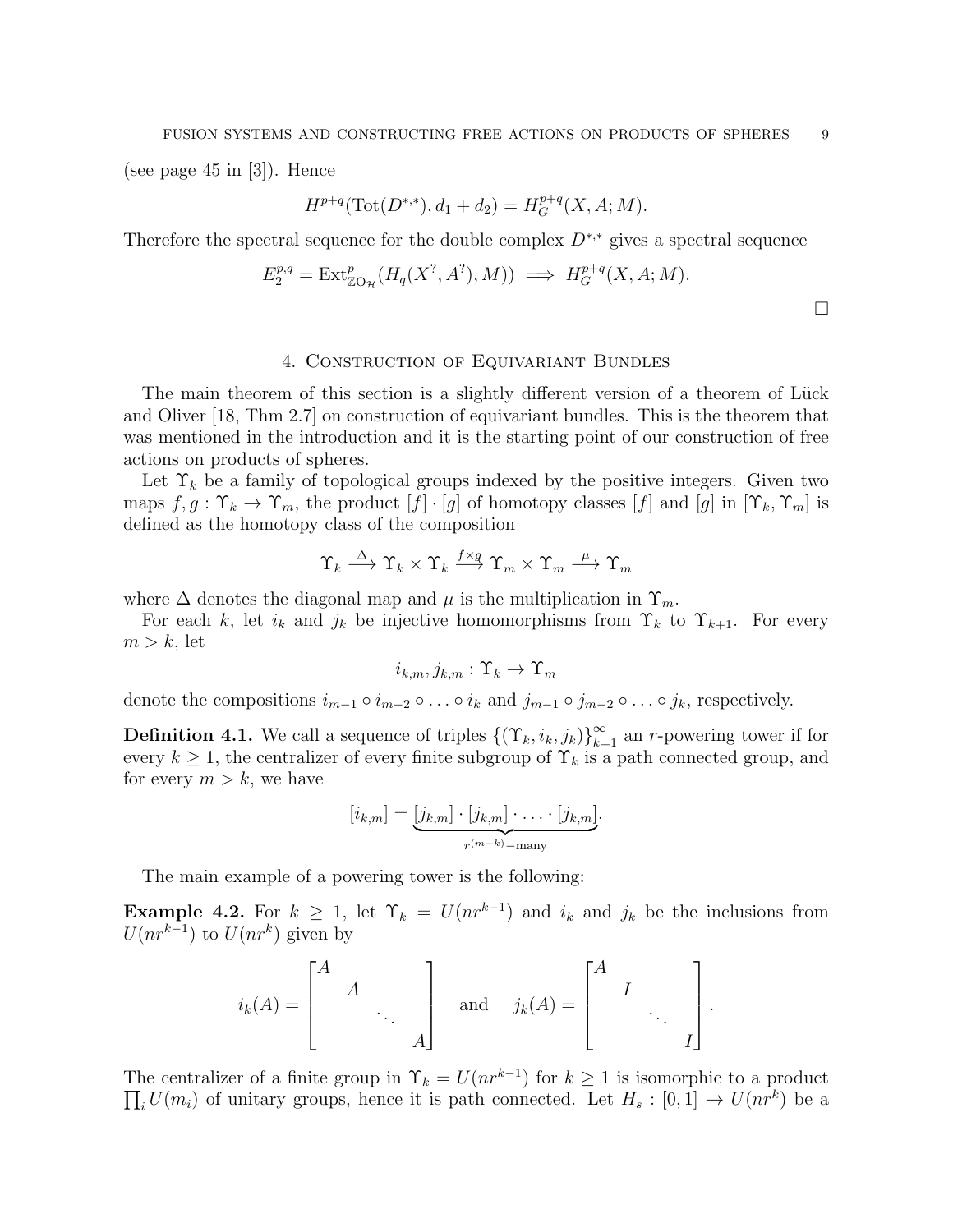(see page 45 in [3]). Hence

$$H^{p+q}(\mathrm{Tot}(D^{*,*}), d_1 + d_2) = H_G^{p+q}(X, A; M).$$

Therefore the spectral sequence for the double complex $D^{*,*}$ gives a spectral sequence

$$E_2^{p,q} = \mathrm{Ext}^p_{\mathbb{Z}\mathrm{O}_{\mathcal{H}}}(H_q(X^?, A^?), M)) \implies H_G^{p+q}(X, A; M).$$

□

## 4. Construction of Equivariant Bundles

The main theorem of this section is a slightly different version of a theorem of Lück and Oliver [18, Thm 2.7] on construction of equivariant bundles. This is the theorem that was mentioned in the introduction and it is the starting point of our construction of free actions on products of spheres.

Let $\Upsilon_k$ be a family of topological groups indexed by the positive integers. Given two maps $f, g : \Upsilon_k \to \Upsilon_m$, the product $[f] \cdot [g]$ of homotopy classes $[f]$ and $[g]$ in $[\Upsilon_k, \Upsilon_m]$ is defined as the homotopy class of the composition

$$\Upsilon_k \xrightarrow{\Delta} \Upsilon_k \times \Upsilon_k \xrightarrow{f \times g} \Upsilon_m \times \Upsilon_m \xrightarrow{\mu} \Upsilon_m$$

where $\Delta$ denotes the diagonal map and $\mu$ is the multiplication in $\Upsilon_m$.

For each $k$, let $i_k$ and $j_k$ be injective homomorphisms from $\Upsilon_k$ to $\Upsilon_{k+1}$. For every $m > k$, let

$$i_{k,m}, j_{k,m} : \Upsilon_k \to \Upsilon_m$$

denote the compositions $i_{m-1} \circ i_{m-2} \circ \ldots \circ i_k$ and $j_{m-1} \circ j_{m-2} \circ \ldots \circ j_k$, respectively.

**Definition 4.1.** We call a sequence of triples $\{(\Upsilon_k, i_k, j_k)\}_{k=1}^{\infty}$ an $r$-powering tower if for every $k \geq 1$, the centralizer of every finite subgroup of $\Upsilon_k$ is a path connected group, and for every $m > k$, we have

$$[i_{k,m}] = \underbrace{[j_{k,m}] \cdot [j_{k,m}] \cdot \ldots \cdot [j_{k,m}]}_{r^{(m-k)}\text{-many}}.$$

The main example of a powering tower is the following:

**Example 4.2.** For $k \geq 1$, let $\Upsilon_k = U(nr^{k-1})$ and $i_k$ and $j_k$ be the inclusions from $U(nr^{k-1})$ to $U(nr^k)$ given by

$$i_k(A) = \begin{bmatrix} A & & & \\ & A & & \\ & & \ddots & \\ & & & A \end{bmatrix} \quad \text{and} \quad j_k(A) = \begin{bmatrix} A & & & \\ & I & & \\ & & \ddots & \\ & & & I \end{bmatrix}.$$

The centralizer of a finite group in $\Upsilon_k = U(nr^{k-1})$ for $k \geq 1$ is isomorphic to a product $\prod_i U(m_i)$ of unitary groups, hence it is path connected. Let $H_s : [0, 1] \to U(nr^k)$ be a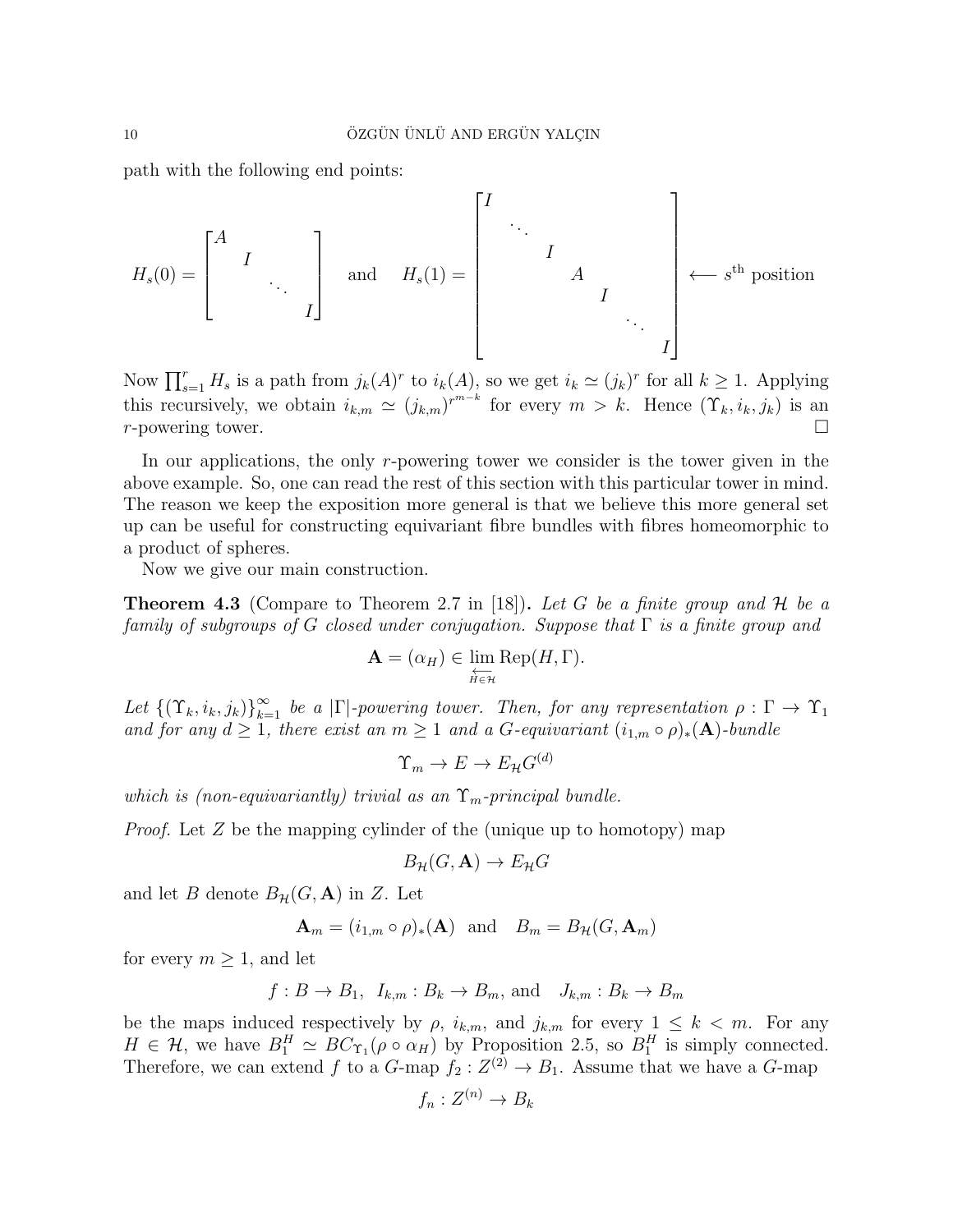path with the following end points:

$$H_s(0) = \begin{bmatrix} A & & & \\ & I & & \\ & & \ddots & \\ & & & I \end{bmatrix} \quad \text{and} \quad H_s(1) = \begin{bmatrix} I & & & & & & \\ & \ddots & & & & & \\ & & I & & & & \\ & & & A & & & \\ & & & & I & & \\ & & & & & \ddots & \\ & & & & & & I \end{bmatrix} \longleftarrow s^{\text{th}} \text{ position}$$

Now $\prod_{s=1}^{r} H_s$ is a path from $j_k(A)^r$ to $i_k(A)$, so we get $i_k \simeq (j_k)^r$ for all $k \geq 1$. Applying this recursively, we obtain $i_{k,m} \simeq (j_{k,m})^{r^{m-k}}$ for every $m > k$. Hence $(\Upsilon_k, i_k, j_k)$ is an $r$-powering tower. $\square$

In our applications, the only $r$-powering tower we consider is the tower given in the above example. So, one can read the rest of this section with this particular tower in mind. The reason we keep the exposition more general is that we believe this more general set up can be useful for constructing equivariant fibre bundles with fibres homeomorphic to a product of spheres.

Now we give our main construction.

**Theorem 4.3** (Compare to Theorem 2.7 in [18]). *Let $G$ be a finite group and $\mathcal{H}$ be a family of subgroups of $G$ closed under conjugation. Suppose that $\Gamma$ is a finite group and*

$$\mathbf{A} = (\alpha_H) \in \varprojlim_{H \in \mathcal{H}} \operatorname{Rep}(H, \Gamma).$$

*Let $\{(\Upsilon_k, i_k, j_k)\}_{k=1}^{\infty}$ be a $|\Gamma|$-powering tower. Then, for any representation $\rho : \Gamma \to \Upsilon_1$ and for any $d \geq 1$, there exist an $m \geq 1$ and a $G$-equivariant $(i_{1,m} \circ \rho)_*(\mathbf{A})$-bundle*

$$\Upsilon_m \to E \to E_{\mathcal{H}} G^{(d)}$$

*which is (non-equivariantly) trivial as an $\Upsilon_m$-principal bundle.*

*Proof.* Let $Z$ be the mapping cylinder of the (unique up to homotopy) map

$$B_{\mathcal{H}}(G, \mathbf{A}) \to E_{\mathcal{H}} G$$

and let $B$ denote $B_{\mathcal{H}}(G, \mathbf{A})$ in $Z$. Let

$$\mathbf{A}_m = (i_{1,m} \circ \rho)_*(\mathbf{A}) \quad \text{and} \quad B_m = B_{\mathcal{H}}(G, \mathbf{A}_m)$$

for every $m \geq 1$, and let

$$f : B \to B_1, \;\; I_{k,m} : B_k \to B_m, \text{ and } \;\; J_{k,m} : B_k \to B_m$$

be the maps induced respectively by $\rho$, $i_{k,m}$, and $j_{k,m}$ for every $1 \leq k < m$. For any $H \in \mathcal{H}$, we have $B_1^H \simeq BC_{\Upsilon_1}(\rho \circ \alpha_H)$ by Proposition 2.5, so $B_1^H$ is simply connected. Therefore, we can extend $f$ to a $G$-map $f_2 : Z^{(2)} \to B_1$. Assume that we have a $G$-map

$$f_n : Z^{(n)} \to B_k$$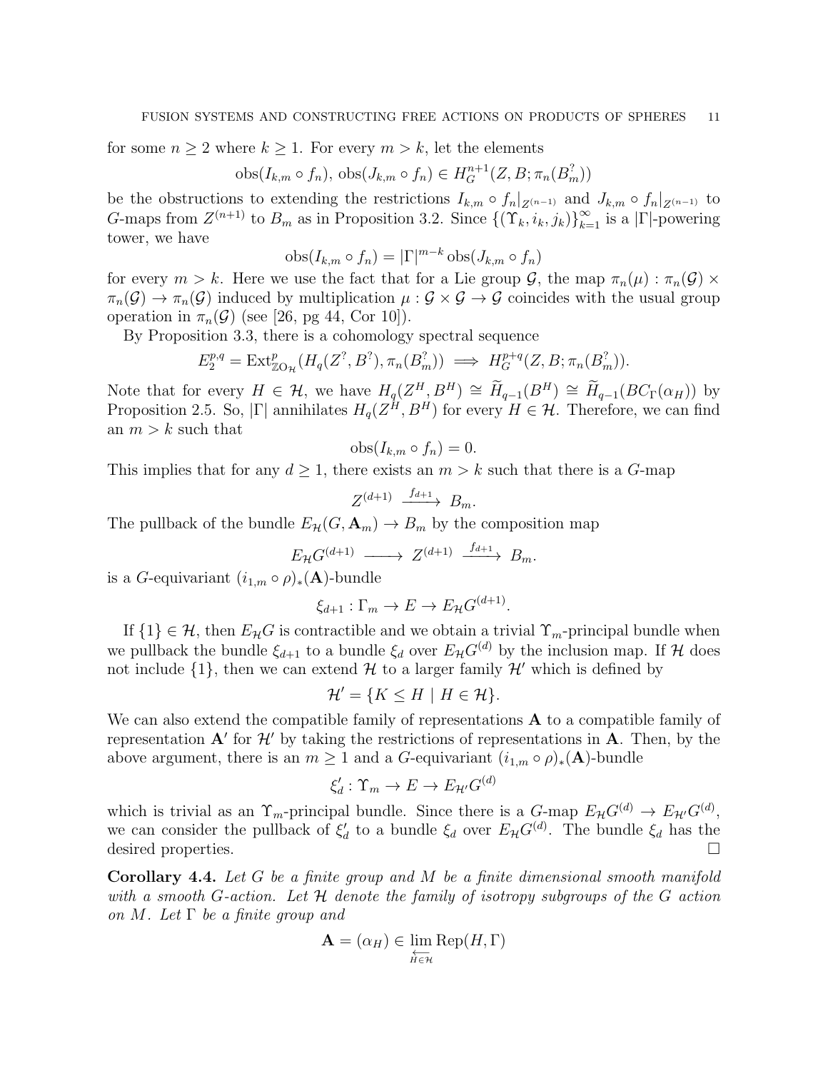for some $n \geq 2$ where $k \geq 1$. For every $m > k$, let the elements

$$\mathrm{obs}(I_{k,m} \circ f_n),\ \mathrm{obs}(J_{k,m} \circ f_n) \in H_G^{n+1}(Z, B; \pi_n(B_m^?))$$

be the obstructions to extending the restrictions $I_{k,m} \circ f_n|_{Z^{(n-1)}}$ and $J_{k,m} \circ f_n|_{Z^{(n-1)}}$ to $G$-maps from $Z^{(n+1)}$ to $B_m$ as in Proposition 3.2. Since $\{(\Upsilon_k, i_k, j_k)\}_{k=1}^{\infty}$ is a $|\Gamma|$-powering tower, we have

$$\mathrm{obs}(I_{k,m} \circ f_n) = |\Gamma|^{m-k} \,\mathrm{obs}(J_{k,m} \circ f_n)$$

for every $m > k$. Here we use the fact that for a Lie group $\mathcal{G}$, the map $\pi_n(\mu) : \pi_n(\mathcal{G}) \times \pi_n(\mathcal{G}) \to \pi_n(\mathcal{G})$ induced by multiplication $\mu : \mathcal{G} \times \mathcal{G} \to \mathcal{G}$ coincides with the usual group operation in $\pi_n(\mathcal{G})$ (see [26, pg 44, Cor 10]).

By Proposition 3.3, there is a cohomology spectral sequence

$$E_2^{p,q} = \mathrm{Ext}^p_{\mathbb{Z}\mathrm{O}_{\mathcal{H}}}(H_q(Z^?, B^?), \pi_n(B_m^?)) \implies H_G^{p+q}(Z, B; \pi_n(B_m^?)).$$

Note that for every $H \in \mathcal{H}$, we have $H_q(Z^H, B^H) \cong \widetilde{H}_{q-1}(B^H) \cong \widetilde{H}_{q-1}(BC_\Gamma(\alpha_H))$ by Proposition 2.5. So, $|\Gamma|$ annihilates $H_q(Z^H, B^H)$ for every $H \in \mathcal{H}$. Therefore, we can find an $m > k$ such that

$$\mathrm{obs}(I_{k,m} \circ f_n) = 0.$$

This implies that for any $d \geq 1$, there exists an $m > k$ such that there is a $G$-map

$$Z^{(d+1)} \xrightarrow{f_{d+1}} B_m.$$

The pullback of the bundle $E_{\mathcal{H}}(G, \mathbf{A}_m) \to B_m$ by the composition map

$$E_{\mathcal{H}}G^{(d+1)} \longrightarrow Z^{(d+1)} \xrightarrow{f_{d+1}} B_m.$$

is a $G$-equivariant $(i_{1,m} \circ \rho)_*(\mathbf{A})$-bundle

$$\xi_{d+1} : \Gamma_m \to E \to E_{\mathcal{H}}G^{(d+1)}.$$

If $\{1\} \in \mathcal{H}$, then $E_{\mathcal{H}}G$ is contractible and we obtain a trivial $\Upsilon_m$-principal bundle when we pullback the bundle $\xi_{d+1}$ to a bundle $\xi_d$ over $E_{\mathcal{H}}G^{(d)}$ by the inclusion map. If $\mathcal{H}$ does not include $\{1\}$, then we can extend $\mathcal{H}$ to a larger family $\mathcal{H}'$ which is defined by

$$\mathcal{H}' = \{K \leq H \mid H \in \mathcal{H}\}.$$

We can also extend the compatible family of representations $\mathbf{A}$ to a compatible family of representation $\mathbf{A}'$ for $\mathcal{H}'$ by taking the restrictions of representations in $\mathbf{A}$. Then, by the above argument, there is an $m \geq 1$ and a $G$-equivariant $(i_{1,m} \circ \rho)_*(\mathbf{A})$-bundle

$$\xi_d' : \Upsilon_m \to E \to E_{\mathcal{H}'}G^{(d)}$$

which is trivial as an $\Upsilon_m$-principal bundle. Since there is a $G$-map $E_{\mathcal{H}}G^{(d)} \to E_{\mathcal{H}'}G^{(d)}$, we can consider the pullback of $\xi_d'$ to a bundle $\xi_d$ over $E_{\mathcal{H}}G^{(d)}$. The bundle $\xi_d$ has the desired properties. □

**Corollary 4.4.** *Let $G$ be a finite group and $M$ be a finite dimensional smooth manifold with a smooth $G$-action. Let $\mathcal{H}$ denote the family of isotropy subgroups of the $G$ action on $M$. Let $\Gamma$ be a finite group and*

$$\mathbf{A} = (\alpha_H) \in \varprojlim_{H \in \mathcal{H}} \mathrm{Rep}(H, \Gamma)$$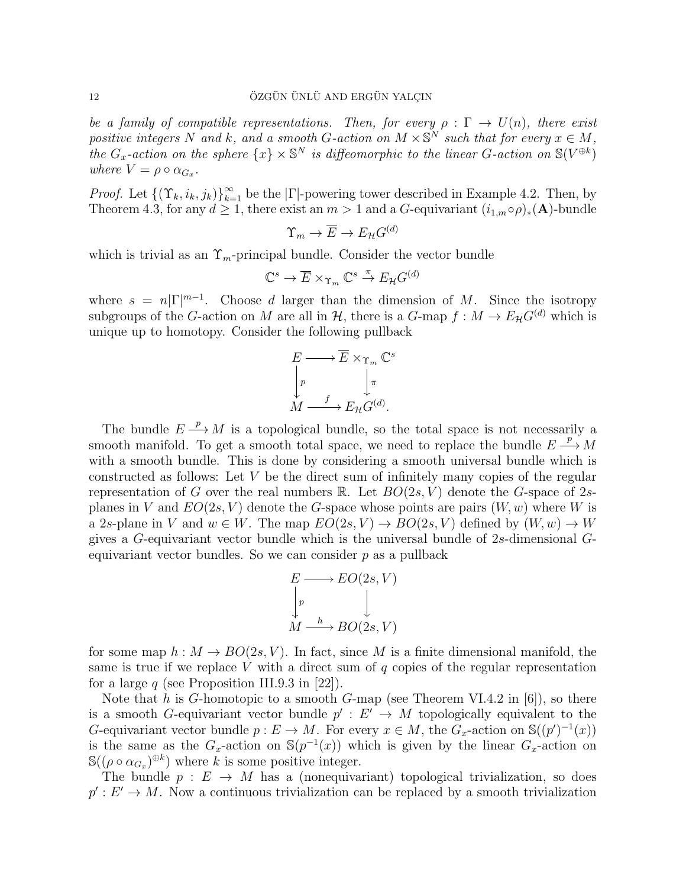*be a family of compatible representations. Then, for every $\rho : \Gamma \to U(n)$, there exist positive integers $N$ and $k$, and a smooth $G$-action on $M \times \mathbb{S}^N$ such that for every $x \in M$, the $G_x$-action on the sphere $\{x\} \times \mathbb{S}^N$ is diffeomorphic to the linear $G$-action on $\mathbb{S}(V^{\oplus k})$ where $V = \rho \circ \alpha_{G_x}$.*

*Proof.* Let $\{(\Upsilon_k, i_k, j_k)\}_{k=1}^{\infty}$ be the $|\Gamma|$-powering tower described in Example 4.2. Then, by Theorem 4.3, for any $d \geq 1$, there exist an $m > 1$ and a $G$-equivariant $(i_{1,m} \circ \rho)_*(\mathbf{A})$-bundle

$$\Upsilon_m \to \overline{E} \to E_{\mathcal{H}} G^{(d)}$$

which is trivial as an $\Upsilon_m$-principal bundle. Consider the vector bundle

$$\mathbb{C}^s \to \overline{E} \times_{\Upsilon_m} \mathbb{C}^s \xrightarrow{\pi} E_{\mathcal{H}} G^{(d)}$$

where $s = n|\Gamma|^{m-1}$. Choose $d$ larger than the dimension of $M$. Since the isotropy subgroups of the $G$-action on $M$ are all in $\mathcal{H}$, there is a $G$-map $f : M \to E_{\mathcal{H}} G^{(d)}$ which is unique up to homotopy. Consider the following pullback

$$\begin{array}{ccc} E & \longrightarrow & \overline{E} \times_{\Upsilon_m} \mathbb{C}^s \\ \Big\downarrow p & & \Big\downarrow \pi \\ M & \xrightarrow{\ f\ } & E_{\mathcal{H}} G^{(d)}. \end{array}$$

The bundle $E \xrightarrow{p} M$ is a topological bundle, so the total space is not necessarily a smooth manifold. To get a smooth total space, we need to replace the bundle $E \xrightarrow{p} M$ with a smooth bundle. This is done by considering a smooth universal bundle which is constructed as follows: Let $V$ be the direct sum of infinitely many copies of the regular representation of $G$ over the real numbers $\mathbb{R}$. Let $BO(2s, V)$ denote the $G$-space of $2s$-planes in $V$ and $EO(2s, V)$ denote the $G$-space whose points are pairs $(W, w)$ where $W$ is a $2s$-plane in $V$ and $w \in W$. The map $EO(2s, V) \to BO(2s, V)$ defined by $(W, w) \to W$ gives a $G$-equivariant vector bundle which is the universal bundle of $2s$-dimensional $G$-equivariant vector bundles. So we can consider $p$ as a pullback

$$\begin{array}{ccc} E & \longrightarrow & EO(2s, V) \\ \Big\downarrow p & & \Big\downarrow \\ M & \xrightarrow{\ h\ } & BO(2s, V) \end{array}$$

for some map $h : M \to BO(2s, V)$. In fact, since $M$ is a finite dimensional manifold, the same is true if we replace $V$ with a direct sum of $q$ copies of the regular representation for a large $q$ (see Proposition III.9.3 in [22]).

Note that $h$ is $G$-homotopic to a smooth $G$-map (see Theorem VI.4.2 in [6]), so there is a smooth $G$-equivariant vector bundle $p' : E' \to M$ topologically equivalent to the $G$-equivariant vector bundle $p : E \to M$. For every $x \in M$, the $G_x$-action on $\mathbb{S}((p')^{-1}(x))$ is the same as the $G_x$-action on $\mathbb{S}(p^{-1}(x))$ which is given by the linear $G_x$-action on $\mathbb{S}((\rho \circ \alpha_{G_x})^{\oplus k})$ where $k$ is some positive integer.

The bundle $p : E \to M$ has a (nonequivariant) topological trivialization, so does $p' : E' \to M$. Now a continuous trivialization can be replaced by a smooth trivialization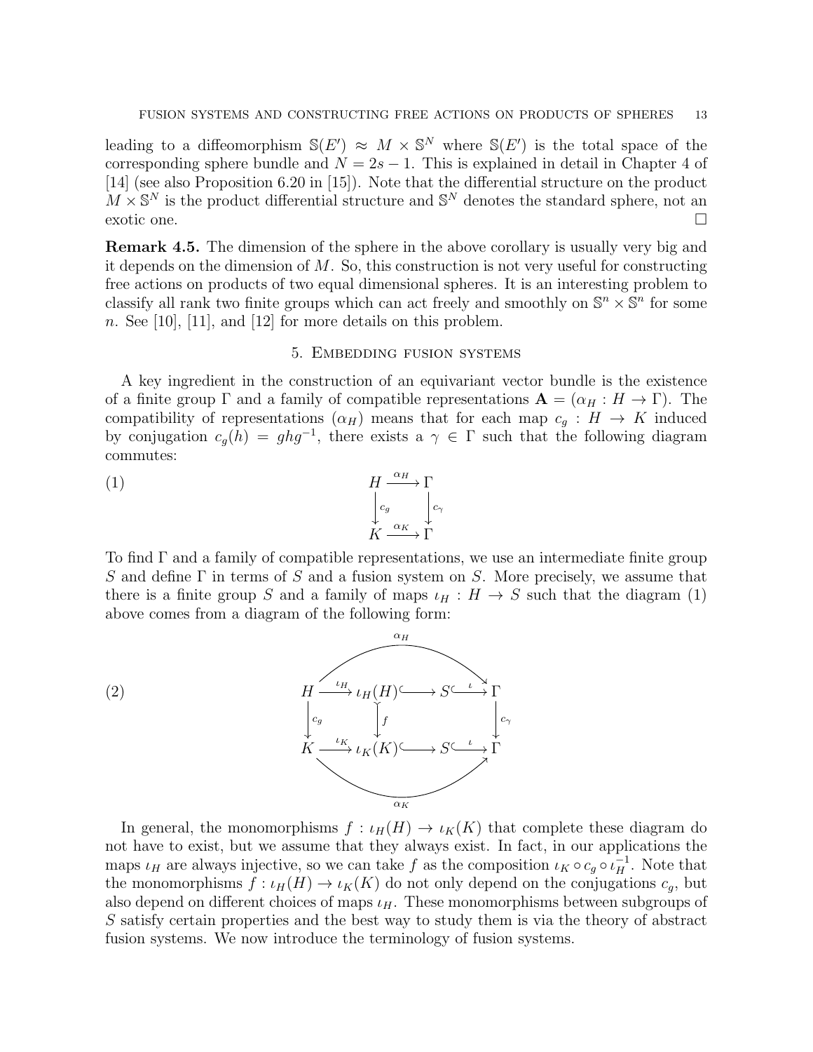leading to a diffeomorphism $\mathbb{S}(E') \approx M \times \mathbb{S}^N$ where $\mathbb{S}(E')$ is the total space of the corresponding sphere bundle and $N = 2s - 1$. This is explained in detail in Chapter 4 of [14] (see also Proposition 6.20 in [15]). Note that the differential structure on the product $M \times \mathbb{S}^N$ is the product differential structure and $\mathbb{S}^N$ denotes the standard sphere, not an exotic one. □

**Remark 4.5.** The dimension of the sphere in the above corollary is usually very big and it depends on the dimension of $M$. So, this construction is not very useful for constructing free actions on products of two equal dimensional spheres. It is an interesting problem to classify all rank two finite groups which can act freely and smoothly on $\mathbb{S}^n \times \mathbb{S}^n$ for some $n$. See [10], [11], and [12] for more details on this problem.

## 5. Embedding fusion systems

A key ingredient in the construction of an equivariant vector bundle is the existence of a finite group $\Gamma$ and a family of compatible representations $\mathbf{A} = (\alpha_H : H \to \Gamma)$. The compatibility of representations $(\alpha_H)$ means that for each map $c_g : H \to K$ induced by conjugation $c_g(h) = ghg^{-1}$, there exists a $\gamma \in \Gamma$ such that the following diagram commutes:

$$(1) \qquad \begin{array}{ccc} H & \xrightarrow{\alpha_H} & \Gamma \\ \downarrow{\scriptstyle c_g} & & \downarrow{\scriptstyle c_\gamma} \\ K & \xrightarrow{\alpha_K} & \Gamma \end{array}$$

To find $\Gamma$ and a family of compatible representations, we use an intermediate finite group $S$ and define $\Gamma$ in terms of $S$ and a fusion system on $S$. More precisely, we assume that there is a finite group $S$ and a family of maps $\iota_H : H \to S$ such that the diagram (1) above comes from a diagram of the following form:

$$(2) \qquad \begin{array}{ccccccc} H & \xrightarrow{\iota_H} & \iota_H(H) & \hookrightarrow & S & \xhookrightarrow{\iota} & \Gamma \\ \downarrow{\scriptstyle c_g} & & \downarrow{\scriptstyle f} & & & & \downarrow{\scriptstyle c_\gamma} \\ K & \xrightarrow{\iota_K} & \iota_K(K) & \hookrightarrow & S & \xhookrightarrow{\iota} & \Gamma \end{array}$$

(with the top composite $H \to \Gamma$ labeled $\alpha_H$ and the bottom composite $K \to \Gamma$ labeled $\alpha_K$)

In general, the monomorphisms $f : \iota_H(H) \to \iota_K(K)$ that complete these diagram do not have to exist, but we assume that they always exist. In fact, in our applications the maps $\iota_H$ are always injective, so we can take $f$ as the composition $\iota_K \circ c_g \circ \iota_H^{-1}$. Note that the monomorphisms $f : \iota_H(H) \to \iota_K(K)$ do not only depend on the conjugations $c_g$, but also depend on different choices of maps $\iota_H$. These monomorphisms between subgroups of $S$ satisfy certain properties and the best way to study them is via the theory of abstract fusion systems. We now introduce the terminology of fusion systems.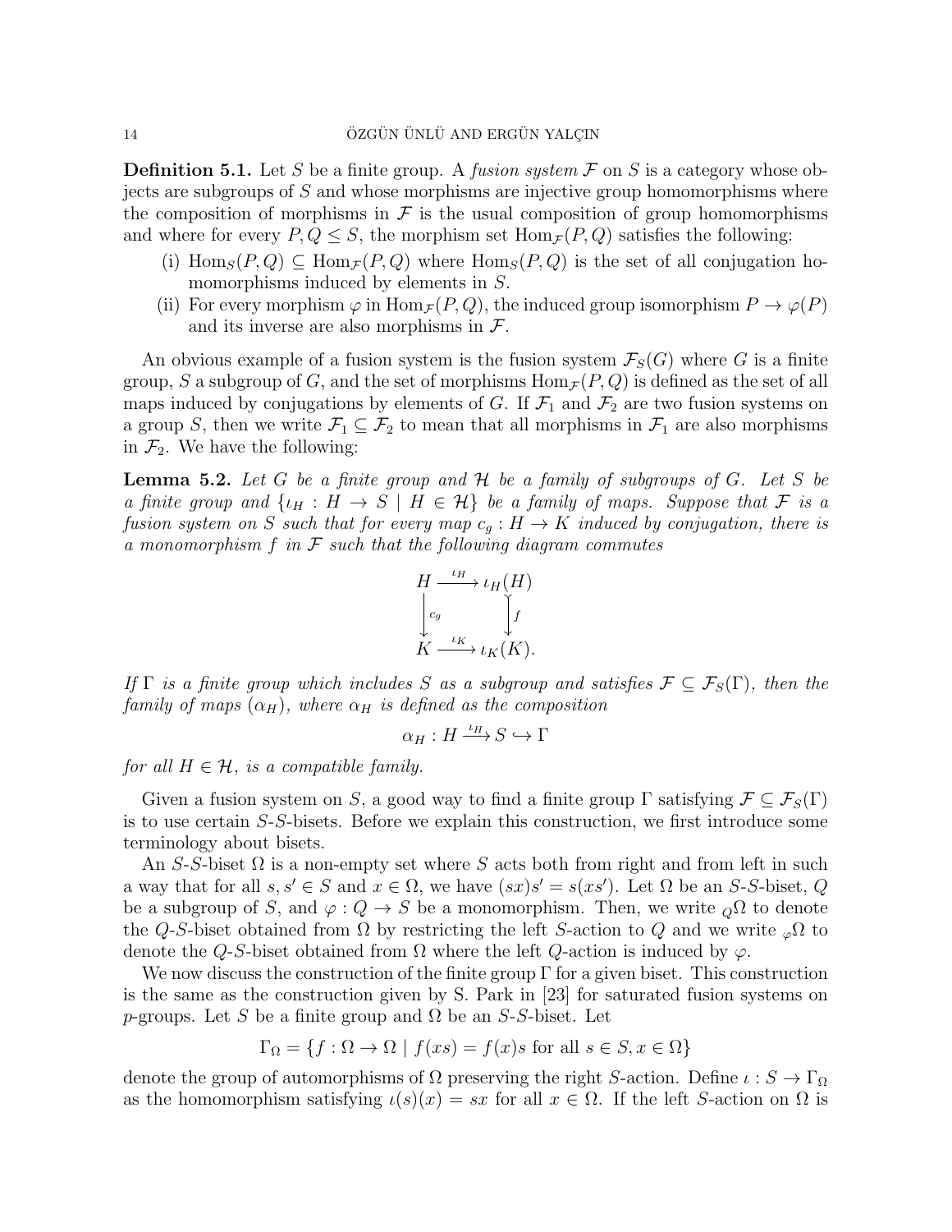**Definition 5.1.** Let $S$ be a finite group. A *fusion system* $\mathcal{F}$ on $S$ is a category whose objects are subgroups of $S$ and whose morphisms are injective group homomorphisms where the composition of morphisms in $\mathcal{F}$ is the usual composition of group homomorphisms and where for every $P, Q \leq S$, the morphism set $\mathrm{Hom}_{\mathcal{F}}(P, Q)$ satisfies the following:

(i) $\mathrm{Hom}_S(P, Q) \subseteq \mathrm{Hom}_{\mathcal{F}}(P, Q)$ where $\mathrm{Hom}_S(P, Q)$ is the set of all conjugation homomorphisms induced by elements in $S$.

(ii) For every morphism $\varphi$ in $\mathrm{Hom}_{\mathcal{F}}(P, Q)$, the induced group isomorphism $P \to \varphi(P)$ and its inverse are also morphisms in $\mathcal{F}$.

An obvious example of a fusion system is the fusion system $\mathcal{F}_S(G)$ where $G$ is a finite group, $S$ a subgroup of $G$, and the set of morphisms $\mathrm{Hom}_{\mathcal{F}}(P, Q)$ is defined as the set of all maps induced by conjugations by elements of $G$. If $\mathcal{F}_1$ and $\mathcal{F}_2$ are two fusion systems on a group $S$, then we write $\mathcal{F}_1 \subseteq \mathcal{F}_2$ to mean that all morphisms in $\mathcal{F}_1$ are also morphisms in $\mathcal{F}_2$. We have the following:

**Lemma 5.2.** *Let $G$ be a finite group and $\mathcal{H}$ be a family of subgroups of $G$. Let $S$ be a finite group and $\{\iota_H : H \to S \mid H \in \mathcal{H}\}$ be a family of maps. Suppose that $\mathcal{F}$ is a fusion system on $S$ such that for every map $c_g : H \to K$ induced by conjugation, there is a monomorphism $f$ in $\mathcal{F}$ such that the following diagram commutes*

$$\begin{array}{ccc} H & \xrightarrow{\iota_H} & \iota_H(H) \\ \Big\downarrow{\scriptstyle c_g} & & \Big\downarrow{\scriptstyle f} \\ K & \xrightarrow{\iota_K} & \iota_K(K). \end{array}$$

*If $\Gamma$ is a finite group which includes $S$ as a subgroup and satisfies $\mathcal{F} \subseteq \mathcal{F}_S(\Gamma)$, then the family of maps $(\alpha_H)$, where $\alpha_H$ is defined as the composition*

$$\alpha_H : H \xrightarrow{\iota_H} S \hookrightarrow \Gamma$$

*for all $H \in \mathcal{H}$, is a compatible family.*

Given a fusion system on $S$, a good way to find a finite group $\Gamma$ satisfying $\mathcal{F} \subseteq \mathcal{F}_S(\Gamma)$ is to use certain $S$-$S$-bisets. Before we explain this construction, we first introduce some terminology about bisets.

An $S$-$S$-biset $\Omega$ is a non-empty set where $S$ acts both from right and from left in such a way that for all $s, s' \in S$ and $x \in \Omega$, we have $(sx)s' = s(xs')$. Let $\Omega$ be an $S$-$S$-biset, $Q$ be a subgroup of $S$, and $\varphi : Q \to S$ be a monomorphism. Then, we write ${}_Q\Omega$ to denote the $Q$-$S$-biset obtained from $\Omega$ by restricting the left $S$-action to $Q$ and we write ${}_\varphi\Omega$ to denote the $Q$-$S$-biset obtained from $\Omega$ where the left $Q$-action is induced by $\varphi$.

We now discuss the construction of the finite group $\Gamma$ for a given biset. This construction is the same as the construction given by S. Park in [23] for saturated fusion systems on $p$-groups. Let $S$ be a finite group and $\Omega$ be an $S$-$S$-biset. Let

$$\Gamma_\Omega = \{f : \Omega \to \Omega \mid f(xs) = f(x)s \text{ for all } s \in S, x \in \Omega\}$$

denote the group of automorphisms of $\Omega$ preserving the right $S$-action. Define $\iota : S \to \Gamma_\Omega$ as the homomorphism satisfying $\iota(s)(x) = sx$ for all $x \in \Omega$. If the left $S$-action on $\Omega$ is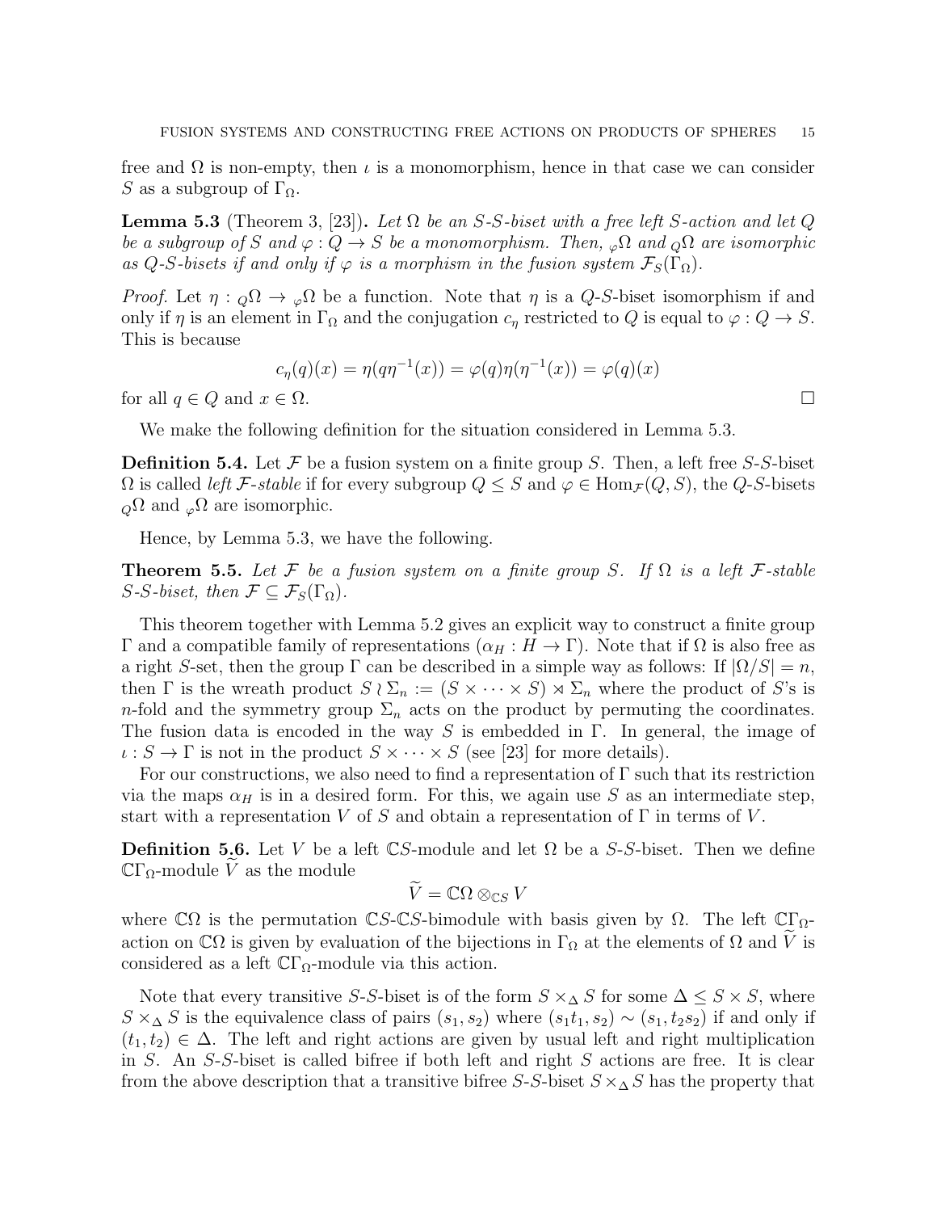free and $\Omega$ is non-empty, then $\iota$ is a monomorphism, hence in that case we can consider $S$ as a subgroup of $\Gamma_\Omega$.

**Lemma 5.3** (Theorem 3, [23])**.** *Let $\Omega$ be an $S$-$S$-biset with a free left $S$-action and let $Q$ be a subgroup of $S$ and $\varphi : Q \to S$ be a monomorphism. Then, ${}_\varphi\Omega$ and ${}_Q\Omega$ are isomorphic as $Q$-$S$-bisets if and only if $\varphi$ is a morphism in the fusion system $\mathcal{F}_S(\Gamma_\Omega)$.*

*Proof.* Let $\eta : {}_Q\Omega \to {}_\varphi\Omega$ be a function. Note that $\eta$ is a $Q$-$S$-biset isomorphism if and only if $\eta$ is an element in $\Gamma_\Omega$ and the conjugation $c_\eta$ restricted to $Q$ is equal to $\varphi : Q \to S$. This is because

$$c_\eta(q)(x) = \eta(q\eta^{-1}(x)) = \varphi(q)\eta(\eta^{-1}(x)) = \varphi(q)(x)$$

for all $q \in Q$ and $x \in \Omega$. $\square$

We make the following definition for the situation considered in Lemma 5.3.

**Definition 5.4.** Let $\mathcal{F}$ be a fusion system on a finite group $S$. Then, a left free $S$-$S$-biset $\Omega$ is called *left $\mathcal{F}$-stable* if for every subgroup $Q \leq S$ and $\varphi \in \mathrm{Hom}_{\mathcal{F}}(Q, S)$, the $Q$-$S$-bisets ${}_Q\Omega$ and ${}_\varphi\Omega$ are isomorphic.

Hence, by Lemma 5.3, we have the following.

**Theorem 5.5.** *Let $\mathcal{F}$ be a fusion system on a finite group $S$. If $\Omega$ is a left $\mathcal{F}$-stable $S$-$S$-biset, then $\mathcal{F} \subseteq \mathcal{F}_S(\Gamma_\Omega)$.*

This theorem together with Lemma 5.2 gives an explicit way to construct a finite group $\Gamma$ and a compatible family of representations $(\alpha_H : H \to \Gamma)$. Note that if $\Omega$ is also free as a right $S$-set, then the group $\Gamma$ can be described in a simple way as follows: If $|\Omega/S| = n$, then $\Gamma$ is the wreath product $S \wr \Sigma_n := (S \times \cdots \times S) \rtimes \Sigma_n$ where the product of $S$'s is $n$-fold and the symmetry group $\Sigma_n$ acts on the product by permuting the coordinates. The fusion data is encoded in the way $S$ is embedded in $\Gamma$. In general, the image of $\iota : S \to \Gamma$ is not in the product $S \times \cdots \times S$ (see [23] for more details).

For our constructions, we also need to find a representation of $\Gamma$ such that its restriction via the maps $\alpha_H$ is in a desired form. For this, we again use $S$ as an intermediate step, start with a representation $V$ of $S$ and obtain a representation of $\Gamma$ in terms of $V$.

**Definition 5.6.** Let $V$ be a left $\mathbb{C}S$-module and let $\Omega$ be a $S$-$S$-biset. Then we define $\mathbb{C}\Gamma_\Omega$-module $\widetilde{V}$ as the module

$$\widetilde{V} = \mathbb{C}\Omega \otimes_{\mathbb{C}S} V$$

where $\mathbb{C}\Omega$ is the permutation $\mathbb{C}S$-$\mathbb{C}S$-bimodule with basis given by $\Omega$. The left $\mathbb{C}\Gamma_\Omega$-action on $\mathbb{C}\Omega$ is given by evaluation of the bijections in $\Gamma_\Omega$ at the elements of $\Omega$ and $\widetilde{V}$ is considered as a left $\mathbb{C}\Gamma_\Omega$-module via this action.

Note that every transitive $S$-$S$-biset is of the form $S \times_\Delta S$ for some $\Delta \leq S \times S$, where $S \times_\Delta S$ is the equivalence class of pairs $(s_1, s_2)$ where $(s_1t_1, s_2) \sim (s_1, t_2s_2)$ if and only if $(t_1, t_2) \in \Delta$. The left and right actions are given by usual left and right multiplication in $S$. An $S$-$S$-biset is called bifree if both left and right $S$ actions are free. It is clear from the above description that a transitive bifree $S$-$S$-biset $S \times_\Delta S$ has the property that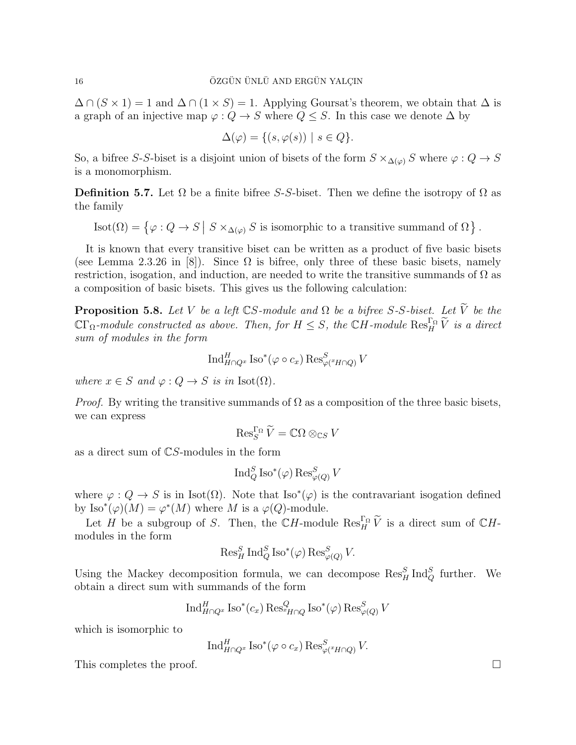$\Delta \cap (S \times 1) = 1$ and $\Delta \cap (1 \times S) = 1$. Applying Goursat's theorem, we obtain that $\Delta$ is a graph of an injective map $\varphi : Q \to S$ where $Q \leq S$. In this case we denote $\Delta$ by

$$\Delta(\varphi) = \{(s, \varphi(s)) \mid s \in Q\}.$$

So, a bifree $S$-$S$-biset is a disjoint union of bisets of the form $S \times_{\Delta(\varphi)} S$ where $\varphi : Q \to S$ is a monomorphism.

**Definition 5.7.** Let $\Omega$ be a finite bifree $S$-$S$-biset. Then we define the isotropy of $\Omega$ as the family

$$\operatorname{Isot}(\Omega) = \left\{ \varphi : Q \to S \;\middle|\; S \times_{\Delta(\varphi)} S \text{ is isomorphic to a transitive summand of } \Omega \right\}.$$

It is known that every transitive biset can be written as a product of five basic bisets (see Lemma 2.3.26 in [8]). Since $\Omega$ is bifree, only three of these basic bisets, namely restriction, isogation, and induction, are needed to write the transitive summands of $\Omega$ as a composition of basic bisets. This gives us the following calculation:

**Proposition 5.8.** *Let $V$ be a left $\mathbb{C}S$-module and $\Omega$ be a bifree $S$-$S$-biset. Let $\widetilde{V}$ be the $\mathbb{C}\Gamma_\Omega$-module constructed as above. Then, for $H \leq S$, the $\mathbb{C}H$-module $\operatorname{Res}^{\Gamma_\Omega}_H \widetilde{V}$ is a direct sum of modules in the form*

$$\operatorname{Ind}^H_{H \cap Q^x} \operatorname{Iso}^*(\varphi \circ c_x) \operatorname{Res}^S_{\varphi({}^xH \cap Q)} V$$

*where $x \in S$ and $\varphi : Q \to S$ is in $\operatorname{Isot}(\Omega)$.*

*Proof.* By writing the transitive summands of $\Omega$ as a composition of the three basic bisets, we can express

$$\operatorname{Res}^{\Gamma_\Omega}_S \widetilde{V} = \mathbb{C}\Omega \otimes_{\mathbb{C}S} V$$

as a direct sum of $\mathbb{C}S$-modules in the form

$$\operatorname{Ind}^S_Q \operatorname{Iso}^*(\varphi) \operatorname{Res}^S_{\varphi(Q)} V$$

where $\varphi : Q \to S$ is in $\operatorname{Isot}(\Omega)$. Note that $\operatorname{Iso}^*(\varphi)$ is the contravariant isogation defined by $\operatorname{Iso}^*(\varphi)(M) = \varphi^*(M)$ where $M$ is a $\varphi(Q)$-module.

Let $H$ be a subgroup of $S$. Then, the $\mathbb{C}H$-module $\operatorname{Res}^{\Gamma_\Omega}_H \widetilde{V}$ is a direct sum of $\mathbb{C}H$-modules in the form

$$\operatorname{Res}^S_H \operatorname{Ind}^S_Q \operatorname{Iso}^*(\varphi) \operatorname{Res}^S_{\varphi(Q)} V.$$

Using the Mackey decomposition formula, we can decompose $\operatorname{Res}^S_H \operatorname{Ind}^S_Q$ further. We obtain a direct sum with summands of the form

$$\operatorname{Ind}^H_{H \cap Q^x} \operatorname{Iso}^*(c_x) \operatorname{Res}^Q_{{}^xH \cap Q} \operatorname{Iso}^*(\varphi) \operatorname{Res}^S_{\varphi(Q)} V$$

which is isomorphic to

$$\operatorname{Ind}^H_{H \cap Q^x} \operatorname{Iso}^*(\varphi \circ c_x) \operatorname{Res}^S_{\varphi({}^xH \cap Q)} V.$$

This completes the proof. $\square$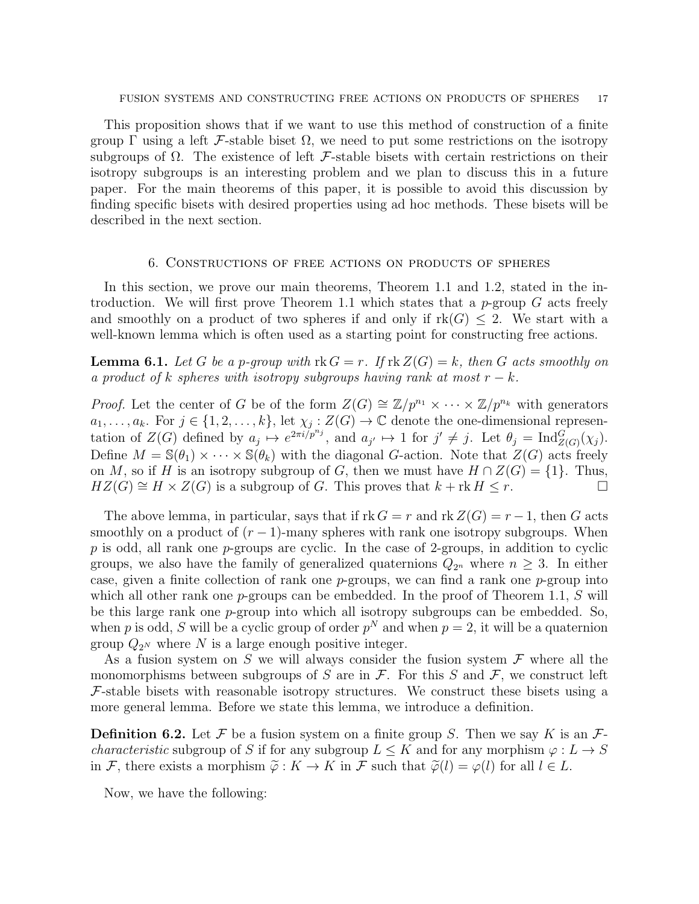This proposition shows that if we want to use this method of construction of a finite group $\Gamma$ using a left $\mathcal{F}$-stable biset $\Omega$, we need to put some restrictions on the isotropy subgroups of $\Omega$. The existence of left $\mathcal{F}$-stable bisets with certain restrictions on their isotropy subgroups is an interesting problem and we plan to discuss this in a future paper. For the main theorems of this paper, it is possible to avoid this discussion by finding specific bisets with desired properties using ad hoc methods. These bisets will be described in the next section.

## 6. Constructions of free actions on products of spheres

In this section, we prove our main theorems, Theorem 1.1 and 1.2, stated in the introduction. We will first prove Theorem 1.1 which states that a $p$-group $G$ acts freely and smoothly on a product of two spheres if and only if $\operatorname{rk}(G) \leq 2$. We start with a well-known lemma which is often used as a starting point for constructing free actions.

**Lemma 6.1.** *Let $G$ be a $p$-group with $\operatorname{rk} G = r$. If $\operatorname{rk} Z(G) = k$, then $G$ acts smoothly on a product of $k$ spheres with isotropy subgroups having rank at most $r - k$.*

*Proof.* Let the center of $G$ be of the form $Z(G) \cong \mathbb{Z}/p^{n_1} \times \cdots \times \mathbb{Z}/p^{n_k}$ with generators $a_1, \dots, a_k$. For $j \in \{1, 2, \dots, k\}$, let $\chi_j : Z(G) \to \mathbb{C}$ denote the one-dimensional representation of $Z(G)$ defined by $a_j \mapsto e^{2\pi i/p^{n_j}}$, and $a_{j'} \mapsto 1$ for $j' \neq j$. Let $\theta_j = \operatorname{Ind}_{Z(G)}^G(\chi_j)$. Define $M = \mathbb{S}(\theta_1) \times \cdots \times \mathbb{S}(\theta_k)$ with the diagonal $G$-action. Note that $Z(G)$ acts freely on $M$, so if $H$ is an isotropy subgroup of $G$, then we must have $H \cap Z(G) = \{1\}$. Thus, $HZ(G) \cong H \times Z(G)$ is a subgroup of $G$. This proves that $k + \operatorname{rk} H \leq r$. $\square$

The above lemma, in particular, says that if $\operatorname{rk} G = r$ and $\operatorname{rk} Z(G) = r - 1$, then $G$ acts smoothly on a product of $(r-1)$-many spheres with rank one isotropy subgroups. When $p$ is odd, all rank one $p$-groups are cyclic. In the case of 2-groups, in addition to cyclic groups, we also have the family of generalized quaternions $Q_{2^n}$ where $n \geq 3$. In either case, given a finite collection of rank one $p$-groups, we can find a rank one $p$-group into which all other rank one $p$-groups can be embedded. In the proof of Theorem 1.1, $S$ will be this large rank one $p$-group into which all isotropy subgroups can be embedded. So, when $p$ is odd, $S$ will be a cyclic group of order $p^N$ and when $p = 2$, it will be a quaternion group $Q_{2^N}$ where $N$ is a large enough positive integer.

As a fusion system on $S$ we will always consider the fusion system $\mathcal{F}$ where all the monomorphisms between subgroups of $S$ are in $\mathcal{F}$. For this $S$ and $\mathcal{F}$, we construct left $\mathcal{F}$-stable bisets with reasonable isotropy structures. We construct these bisets using a more general lemma. Before we state this lemma, we introduce a definition.

**Definition 6.2.** Let $\mathcal{F}$ be a fusion system on a finite group $S$. Then we say $K$ is an *$\mathcal{F}$-characteristic* subgroup of $S$ if for any subgroup $L \leq K$ and for any morphism $\varphi : L \to S$ in $\mathcal{F}$, there exists a morphism $\widetilde{\varphi} : K \to K$ in $\mathcal{F}$ such that $\widetilde{\varphi}(l) = \varphi(l)$ for all $l \in L$.

Now, we have the following: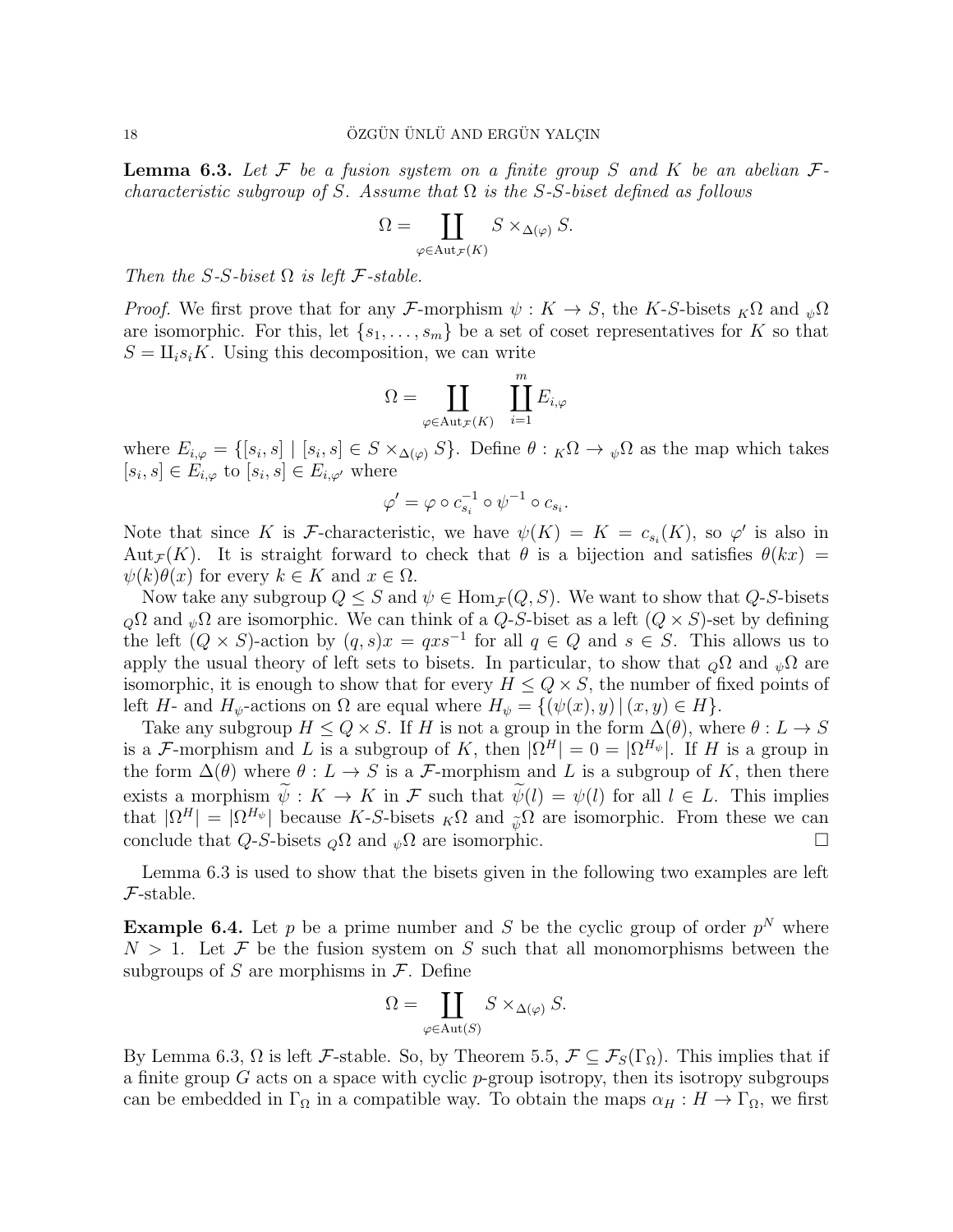**Lemma 6.3.** *Let $\mathcal{F}$ be a fusion system on a finite group $S$ and $K$ be an abelian $\mathcal{F}$-characteristic subgroup of $S$. Assume that $\Omega$ is the $S$-$S$-biset defined as follows*

$$\Omega = \coprod_{\varphi \in \operatorname{Aut}_{\mathcal{F}}(K)} S \times_{\Delta(\varphi)} S.$$

*Then the $S$-$S$-biset $\Omega$ is left $\mathcal{F}$-stable.*

*Proof.* We first prove that for any $\mathcal{F}$-morphism $\psi : K \to S$, the $K$-$S$-bisets ${}_K\Omega$ and ${}_\psi\Omega$ are isomorphic. For this, let $\{s_1, \dots, s_m\}$ be a set of coset representatives for $K$ so that $S = \amalg_i s_i K$. Using this decomposition, we can write

$$\Omega = \coprod_{\varphi \in \operatorname{Aut}_{\mathcal{F}}(K)} \coprod_{i=1}^{m} E_{i,\varphi}$$

where $E_{i,\varphi} = \{[s_i, s] \mid [s_i, s] \in S \times_{\Delta(\varphi)} S\}$. Define $\theta : {}_K\Omega \to {}_\psi\Omega$ as the map which takes $[s_i, s] \in E_{i,\varphi}$ to $[s_i, s] \in E_{i,\varphi'}$ where

$$\varphi' = \varphi \circ c_{s_i}^{-1} \circ \psi^{-1} \circ c_{s_i}.$$

Note that since $K$ is $\mathcal{F}$-characteristic, we have $\psi(K) = K = c_{s_i}(K)$, so $\varphi'$ is also in $\operatorname{Aut}_{\mathcal{F}}(K)$. It is straight forward to check that $\theta$ is a bijection and satisfies $\theta(kx) = \psi(k)\theta(x)$ for every $k \in K$ and $x \in \Omega$.

Now take any subgroup $Q \leq S$ and $\psi \in \operatorname{Hom}_{\mathcal{F}}(Q, S)$. We want to show that $Q$-$S$-bisets ${}_Q\Omega$ and ${}_\psi\Omega$ are isomorphic. We can think of a $Q$-$S$-biset as a left $(Q \times S)$-set by defining the left $(Q \times S)$-action by $(q, s)x = qxs^{-1}$ for all $q \in Q$ and $s \in S$. This allows us to apply the usual theory of left sets to bisets. In particular, to show that ${}_Q\Omega$ and ${}_\psi\Omega$ are isomorphic, it is enough to show that for every $H \leq Q \times S$, the number of fixed points of left $H$- and $H_\psi$-actions on $\Omega$ are equal where $H_\psi = \{(\psi(x), y) \,|\, (x, y) \in H\}$.

Take any subgroup $H \leq Q \times S$. If $H$ is not a group in the form $\Delta(\theta)$, where $\theta : L \to S$ is a $\mathcal{F}$-morphism and $L$ is a subgroup of $K$, then $|\Omega^H| = 0 = |\Omega^{H_\psi}|$. If $H$ is a group in the form $\Delta(\theta)$ where $\theta : L \to S$ is a $\mathcal{F}$-morphism and $L$ is a subgroup of $K$, then there exists a morphism $\widetilde{\psi} : K \to K$ in $\mathcal{F}$ such that $\widetilde{\psi}(l) = \psi(l)$ for all $l \in L$. This implies that $|\Omega^H| = |\Omega^{H_\psi}|$ because $K$-$S$-bisets ${}_K\Omega$ and ${}_{\widetilde{\psi}}\Omega$ are isomorphic. From these we can conclude that $Q$-$S$-bisets ${}_Q\Omega$ and ${}_\psi\Omega$ are isomorphic. $\square$

Lemma 6.3 is used to show that the bisets given in the following two examples are left $\mathcal{F}$-stable.

**Example 6.4.** Let $p$ be a prime number and $S$ be the cyclic group of order $p^N$ where $N > 1$. Let $\mathcal{F}$ be the fusion system on $S$ such that all monomorphisms between the subgroups of $S$ are morphisms in $\mathcal{F}$. Define

$$\Omega = \coprod_{\varphi \in \operatorname{Aut}(S)} S \times_{\Delta(\varphi)} S.$$

By Lemma 6.3, $\Omega$ is left $\mathcal{F}$-stable. So, by Theorem 5.5, $\mathcal{F} \subseteq \mathcal{F}_S(\Gamma_\Omega)$. This implies that if a finite group $G$ acts on a space with cyclic $p$-group isotropy, then its isotropy subgroups can be embedded in $\Gamma_\Omega$ in a compatible way. To obtain the maps $\alpha_H : H \to \Gamma_\Omega$, we first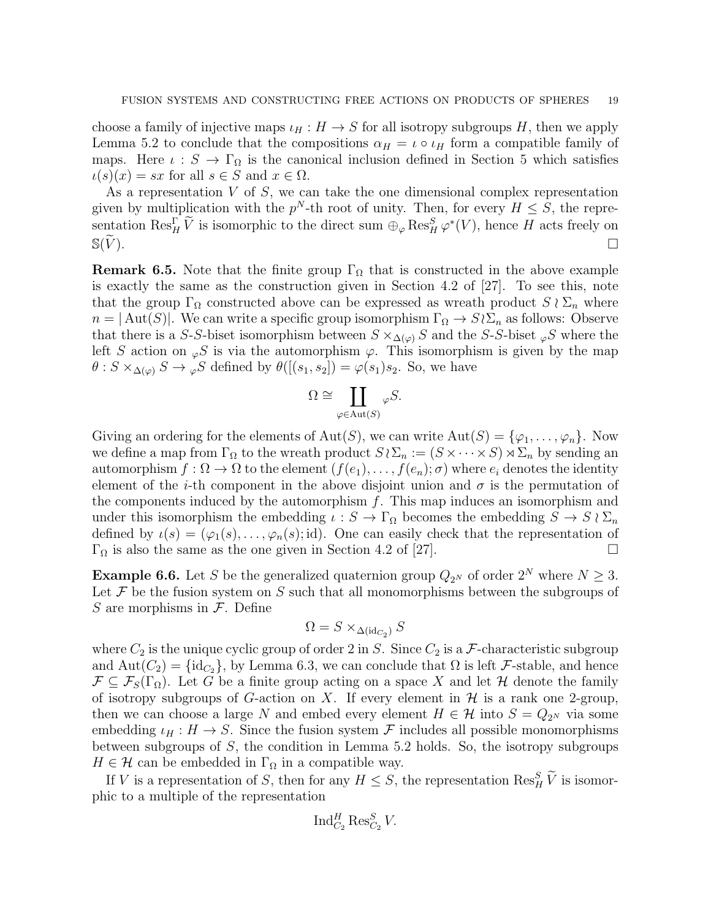choose a family of injective maps $\iota_H : H \to S$ for all isotropy subgroups $H$, then we apply Lemma 5.2 to conclude that the compositions $\alpha_H = \iota \circ \iota_H$ form a compatible family of maps. Here $\iota : S \to \Gamma_\Omega$ is the canonical inclusion defined in Section 5 which satisfies $\iota(s)(x) = sx$ for all $s \in S$ and $x \in \Omega$.

As a representation $V$ of $S$, we can take the one dimensional complex representation given by multiplication with the $p^N$-th root of unity. Then, for every $H \leq S$, the representation $\operatorname{Res}^{\Gamma}_H \widetilde{V}$ is isomorphic to the direct sum $\oplus_\varphi \operatorname{Res}^S_H \varphi^*(V)$, hence $H$ acts freely on $\mathbb{S}(\widetilde{V})$. □

**Remark 6.5.** Note that the finite group $\Gamma_\Omega$ that is constructed in the above example is exactly the same as the construction given in Section 4.2 of [27]. To see this, note that the group $\Gamma_\Omega$ constructed above can be expressed as wreath product $S \wr \Sigma_n$ where $n = |\operatorname{Aut}(S)|$. We can write a specific group isomorphism $\Gamma_\Omega \to S \wr \Sigma_n$ as follows: Observe that there is a $S$-$S$-biset isomorphism between $S \times_{\Delta(\varphi)} S$ and the $S$-$S$-biset ${}_\varphi S$ where the left $S$ action on ${}_\varphi S$ is via the automorphism $\varphi$. This isomorphism is given by the map $\theta : S \times_{\Delta(\varphi)} S \to {}_\varphi S$ defined by $\theta([(s_1, s_2]) = \varphi(s_1)s_2$. So, we have

$$\Omega \cong \coprod_{\varphi \in \operatorname{Aut}(S)} {}_\varphi S.$$

Giving an ordering for the elements of $\operatorname{Aut}(S)$, we can write $\operatorname{Aut}(S) = \{\varphi_1, \ldots, \varphi_n\}$. Now we define a map from $\Gamma_\Omega$ to the wreath product $S \wr \Sigma_n := (S \times \cdots \times S) \rtimes \Sigma_n$ by sending an automorphism $f : \Omega \to \Omega$ to the element $(f(e_1), \ldots, f(e_n); \sigma)$ where $e_i$ denotes the identity element of the $i$-th component in the above disjoint union and $\sigma$ is the permutation of the components induced by the automorphism $f$. This map induces an isomorphism and under this isomorphism the embedding $\iota : S \to \Gamma_\Omega$ becomes the embedding $S \to S \wr \Sigma_n$ defined by $\iota(s) = (\varphi_1(s), \ldots, \varphi_n(s); \mathrm{id})$. One can easily check that the representation of $\Gamma_\Omega$ is also the same as the one given in Section 4.2 of [27]. □

**Example 6.6.** Let $S$ be the generalized quaternion group $Q_{2^N}$ of order $2^N$ where $N \geq 3$. Let $\mathcal{F}$ be the fusion system on $S$ such that all monomorphisms between the subgroups of $S$ are morphisms in $\mathcal{F}$. Define

$$\Omega = S \times_{\Delta(\mathrm{id}_{C_2})} S$$

where $C_2$ is the unique cyclic group of order 2 in $S$. Since $C_2$ is a $\mathcal{F}$-characteristic subgroup and $\operatorname{Aut}(C_2) = \{\mathrm{id}_{C_2}\}$, by Lemma 6.3, we can conclude that $\Omega$ is left $\mathcal{F}$-stable, and hence $\mathcal{F} \subseteq \mathcal{F}_S(\Gamma_\Omega)$. Let $G$ be a finite group acting on a space $X$ and let $\mathcal{H}$ denote the family of isotropy subgroups of $G$-action on $X$. If every element in $\mathcal{H}$ is a rank one 2-group, then we can choose a large $N$ and embed every element $H \in \mathcal{H}$ into $S = Q_{2^N}$ via some embedding $\iota_H : H \to S$. Since the fusion system $\mathcal{F}$ includes all possible monomorphisms between subgroups of $S$, the condition in Lemma 5.2 holds. So, the isotropy subgroups $H \in \mathcal{H}$ can be embedded in $\Gamma_\Omega$ in a compatible way.

If $V$ is a representation of $S$, then for any $H \leq S$, the representation $\operatorname{Res}^S_H \widetilde{V}$ is isomorphic to a multiple of the representation

$$\operatorname{Ind}^H_{C_2} \operatorname{Res}^S_{C_2} V.$$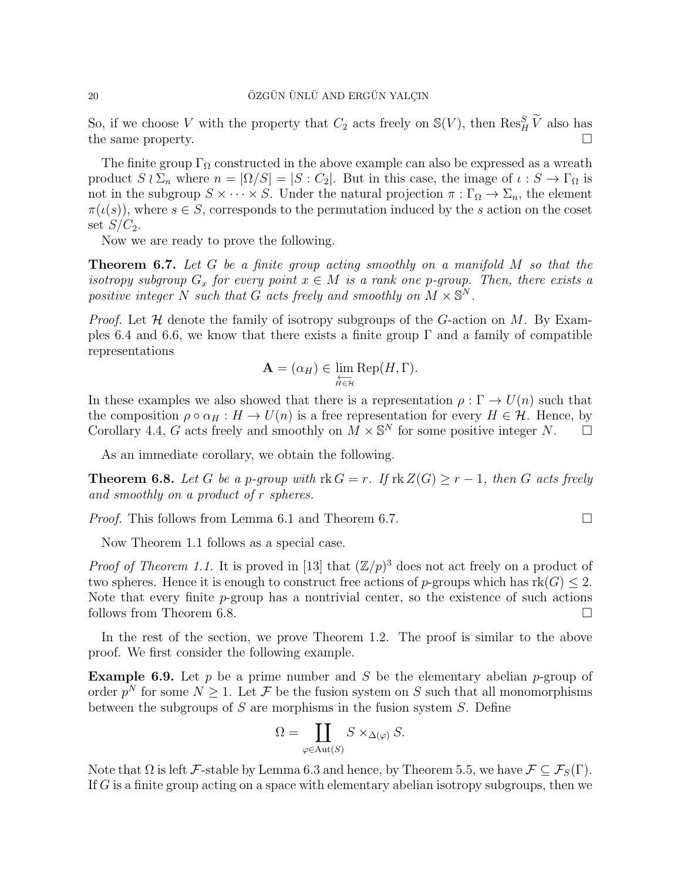So, if we choose $V$ with the property that $C_2$ acts freely on $\mathbb{S}(V)$, then $\operatorname{Res}^S_H \widetilde{V}$ also has the same property. $\square$

The finite group $\Gamma_\Omega$ constructed in the above example can also be expressed as a wreath product $S \wr \Sigma_n$ where $n = |\Omega/S| = |S : C_2|$. But in this case, the image of $\iota : S \to \Gamma_\Omega$ is not in the subgroup $S \times \cdots \times S$. Under the natural projection $\pi : \Gamma_\Omega \to \Sigma_n$, the element $\pi(\iota(s))$, where $s \in S$, corresponds to the permutation induced by the $s$ action on the coset set $S/C_2$.

Now we are ready to prove the following.

**Theorem 6.7.** *Let $G$ be a finite group acting smoothly on a manifold $M$ so that the isotropy subgroup $G_x$ for every point $x \in M$ is a rank one $p$-group. Then, there exists a positive integer $N$ such that $G$ acts freely and smoothly on $M \times \mathbb{S}^N$.*

*Proof.* Let $\mathcal{H}$ denote the family of isotropy subgroups of the $G$-action on $M$. By Examples 6.4 and 6.6, we know that there exists a finite group $\Gamma$ and a family of compatible representations

$$\mathbf{A} = (\alpha_H) \in \varprojlim_{H \in \mathcal{H}} \operatorname{Rep}(H, \Gamma).$$

In these examples we also showed that there is a representation $\rho : \Gamma \to U(n)$ such that the composition $\rho \circ \alpha_H : H \to U(n)$ is a free representation for every $H \in \mathcal{H}$. Hence, by Corollary 4.4, $G$ acts freely and smoothly on $M \times \mathbb{S}^N$ for some positive integer $N$. $\square$

As an immediate corollary, we obtain the following.

**Theorem 6.8.** *Let $G$ be a $p$-group with $\operatorname{rk} G = r$. If $\operatorname{rk} Z(G) \geq r - 1$, then $G$ acts freely and smoothly on a product of $r$ spheres.*

*Proof.* This follows from Lemma 6.1 and Theorem 6.7. $\square$

Now Theorem 1.1 follows as a special case.

*Proof of Theorem 1.1.* It is proved in [13] that $(\mathbb{Z}/p)^3$ does not act freely on a product of two spheres. Hence it is enough to construct free actions of $p$-groups which has $\operatorname{rk}(G) \leq 2$. Note that every finite $p$-group has a nontrivial center, so the existence of such actions follows from Theorem 6.8. $\square$

In the rest of the section, we prove Theorem 1.2. The proof is similar to the above proof. We first consider the following example.

**Example 6.9.** Let $p$ be a prime number and $S$ be the elementary abelian $p$-group of order $p^N$ for some $N \geq 1$. Let $\mathcal{F}$ be the fusion system on $S$ such that all monomorphisms between the subgroups of $S$ are morphisms in the fusion system $S$. Define

$$\Omega = \coprod_{\varphi \in \operatorname{Aut}(S)} S \times_{\Delta(\varphi)} S.$$

Note that $\Omega$ is left $\mathcal{F}$-stable by Lemma 6.3 and hence, by Theorem 5.5, we have $\mathcal{F} \subseteq \mathcal{F}_S(\Gamma)$. If $G$ is a finite group acting on a space with elementary abelian isotropy subgroups, then we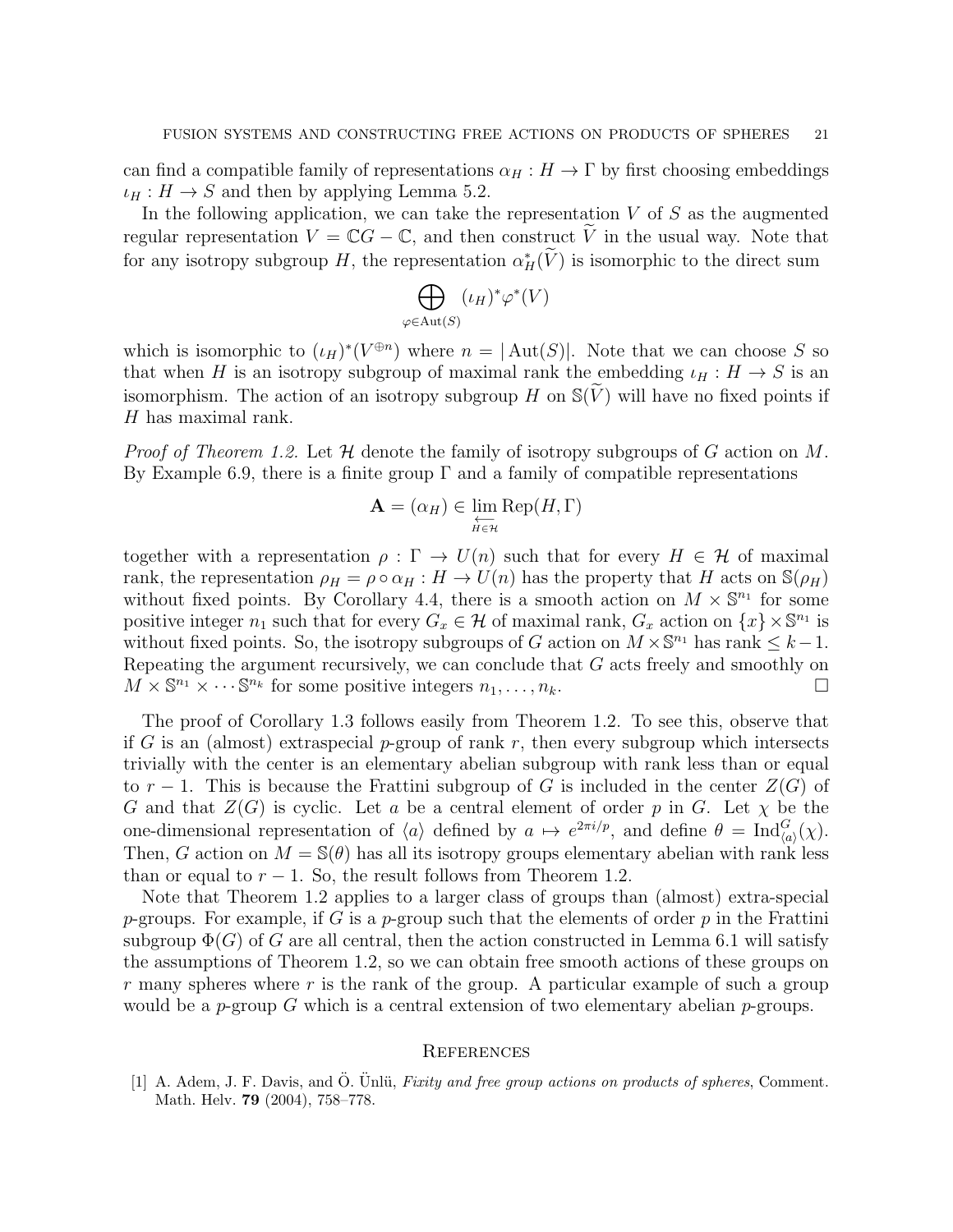can find a compatible family of representations $\alpha_H : H \to \Gamma$ by first choosing embeddings $\iota_H : H \to S$ and then by applying Lemma 5.2.

In the following application, we can take the representation $V$ of $S$ as the augmented regular representation $V = \mathbb{C}G - \mathbb{C}$, and then construct $\widetilde{V}$ in the usual way. Note that for any isotropy subgroup $H$, the representation $\alpha_H^*(\widetilde{V})$ is isomorphic to the direct sum

$$\bigoplus_{\varphi \in \operatorname{Aut}(S)} (\iota_H)^* \varphi^*(V)$$

which is isomorphic to $(\iota_H)^*(V^{\oplus n})$ where $n = |\operatorname{Aut}(S)|$. Note that we can choose $S$ so that when $H$ is an isotropy subgroup of maximal rank the embedding $\iota_H : H \to S$ is an isomorphism. The action of an isotropy subgroup $H$ on $\mathbb{S}(\widetilde{V})$ will have no fixed points if $H$ has maximal rank.

*Proof of Theorem 1.2.* Let $\mathcal{H}$ denote the family of isotropy subgroups of $G$ action on $M$. By Example 6.9, there is a finite group $\Gamma$ and a family of compatible representations

$$\mathbf{A} = (\alpha_H) \in \varprojlim_{H \in \mathcal{H}} \operatorname{Rep}(H, \Gamma)$$

together with a representation $\rho : \Gamma \to U(n)$ such that for every $H \in \mathcal{H}$ of maximal rank, the representation $\rho_H = \rho \circ \alpha_H : H \to U(n)$ has the property that $H$ acts on $\mathbb{S}(\rho_H)$ without fixed points. By Corollary 4.4, there is a smooth action on $M \times \mathbb{S}^{n_1}$ for some positive integer $n_1$ such that for every $G_x \in \mathcal{H}$ of maximal rank, $G_x$ action on $\{x\} \times \mathbb{S}^{n_1}$ is without fixed points. So, the isotropy subgroups of $G$ action on $M \times \mathbb{S}^{n_1}$ has rank $\leq k-1$. Repeating the argument recursively, we can conclude that $G$ acts freely and smoothly on $M \times \mathbb{S}^{n_1} \times \cdots \mathbb{S}^{n_k}$ for some positive integers $n_1, \ldots, n_k$. □

The proof of Corollary 1.3 follows easily from Theorem 1.2. To see this, observe that if $G$ is an (almost) extraspecial $p$-group of rank $r$, then every subgroup which intersects trivially with the center is an elementary abelian subgroup with rank less than or equal to $r-1$. This is because the Frattini subgroup of $G$ is included in the center $Z(G)$ of $G$ and that $Z(G)$ is cyclic. Let $a$ be a central element of order $p$ in $G$. Let $\chi$ be the one-dimensional representation of $\langle a \rangle$ defined by $a \mapsto e^{2\pi i/p}$, and define $\theta = \operatorname{Ind}_{\langle a \rangle}^G(\chi)$. Then, $G$ action on $M = \mathbb{S}(\theta)$ has all its isotropy groups elementary abelian with rank less than or equal to $r-1$. So, the result follows from Theorem 1.2.

Note that Theorem 1.2 applies to a larger class of groups than (almost) extra-special $p$-groups. For example, if $G$ is a $p$-group such that the elements of order $p$ in the Frattini subgroup $\Phi(G)$ of $G$ are all central, then the action constructed in Lemma 6.1 will satisfy the assumptions of Theorem 1.2, so we can obtain free smooth actions of these groups on $r$ many spheres where $r$ is the rank of the group. A particular example of such a group would be a $p$-group $G$ which is a central extension of two elementary abelian $p$-groups.

## References

[1] A. Adem, J. F. Davis, and Ö. Ünlü, *Fixity and free group actions on products of spheres*, Comment. Math. Helv. **79** (2004), 758–778.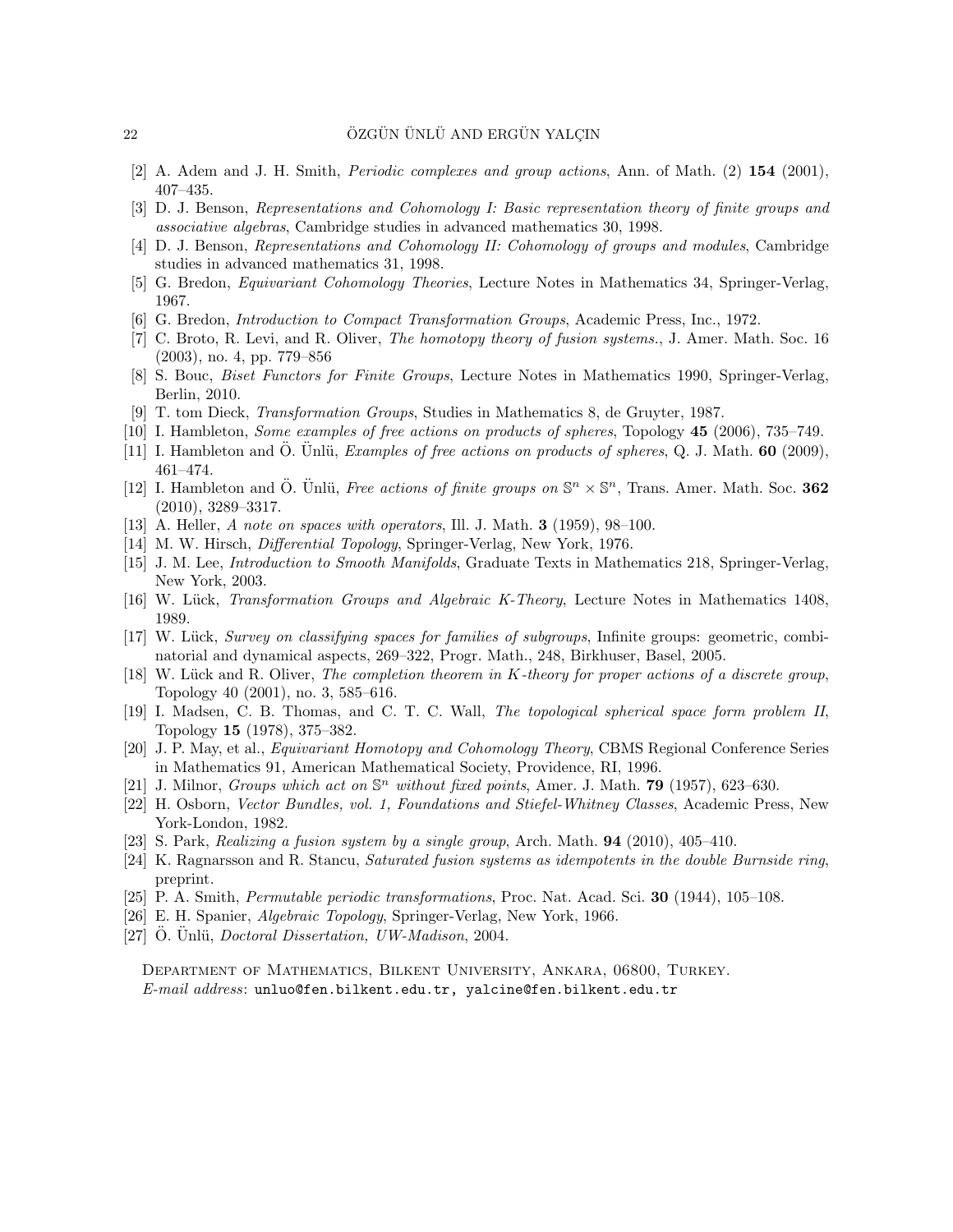[2] A. Adem and J. H. Smith, *Periodic complexes and group actions*, Ann. of Math. (2) **154** (2001), 407–435.

[3] D. J. Benson, *Representations and Cohomology I: Basic representation theory of finite groups and associative algebras*, Cambridge studies in advanced mathematics 30, 1998.

[4] D. J. Benson, *Representations and Cohomology II: Cohomology of groups and modules*, Cambridge studies in advanced mathematics 31, 1998.

[5] G. Bredon, *Equivariant Cohomology Theories*, Lecture Notes in Mathematics 34, Springer-Verlag, 1967.

[6] G. Bredon, *Introduction to Compact Transformation Groups*, Academic Press, Inc., 1972.

[7] C. Broto, R. Levi, and R. Oliver, *The homotopy theory of fusion systems.*, J. Amer. Math. Soc. 16 (2003), no. 4, pp. 779–856

[8] S. Bouc, *Biset Functors for Finite Groups*, Lecture Notes in Mathematics 1990, Springer-Verlag, Berlin, 2010.

[9] T. tom Dieck, *Transformation Groups*, Studies in Mathematics 8, de Gruyter, 1987.

[10] I. Hambleton, *Some examples of free actions on products of spheres*, Topology **45** (2006), 735–749.

[11] I. Hambleton and Ö. Ünlü, *Examples of free actions on products of spheres*, Q. J. Math. **60** (2009), 461–474.

[12] I. Hambleton and Ö. Ünlü, *Free actions of finite groups on $\mathbb{S}^n \times \mathbb{S}^n$*, Trans. Amer. Math. Soc. **362** (2010), 3289–3317.

[13] A. Heller, *A note on spaces with operators*, Ill. J. Math. **3** (1959), 98–100.

[14] M. W. Hirsch, *Differential Topology*, Springer-Verlag, New York, 1976.

[15] J. M. Lee, *Introduction to Smooth Manifolds*, Graduate Texts in Mathematics 218, Springer-Verlag, New York, 2003.

[16] W. Lück, *Transformation Groups and Algebraic K-Theory*, Lecture Notes in Mathematics 1408, 1989.

[17] W. Lück, *Survey on classifying spaces for families of subgroups*, Infinite groups: geometric, combinatorial and dynamical aspects, 269–322, Progr. Math., 248, Birkhuser, Basel, 2005.

[18] W. Lück and R. Oliver, *The completion theorem in $K$-theory for proper actions of a discrete group*, Topology 40 (2001), no. 3, 585–616.

[19] I. Madsen, C. B. Thomas, and C. T. C. Wall, *The topological spherical space form problem II*, Topology **15** (1978), 375–382.

[20] J. P. May, et al., *Equivariant Homotopy and Cohomology Theory*, CBMS Regional Conference Series in Mathematics 91, American Mathematical Society, Providence, RI, 1996.

[21] J. Milnor, *Groups which act on $\mathbb{S}^n$ without fixed points*, Amer. J. Math. **79** (1957), 623–630.

[22] H. Osborn, *Vector Bundles, vol. 1, Foundations and Stiefel-Whitney Classes*, Academic Press, New York-London, 1982.

[23] S. Park, *Realizing a fusion system by a single group*, Arch. Math. **94** (2010), 405–410.

[24] K. Ragnarsson and R. Stancu, *Saturated fusion systems as idempotents in the double Burnside ring*, preprint.

[25] P. A. Smith, *Permutable periodic transformations*, Proc. Nat. Acad. Sci. **30** (1944), 105–108.

[26] E. H. Spanier, *Algebraic Topology*, Springer-Verlag, New York, 1966.

[27] Ö. Ünlü, *Doctoral Dissertation, UW-Madison*, 2004.

Department of Mathematics, Bilkent University, Ankara, 06800, Turkey.
*E-mail address*: unluo@fen.bilkent.edu.tr, yalcine@fen.bilkent.edu.tr